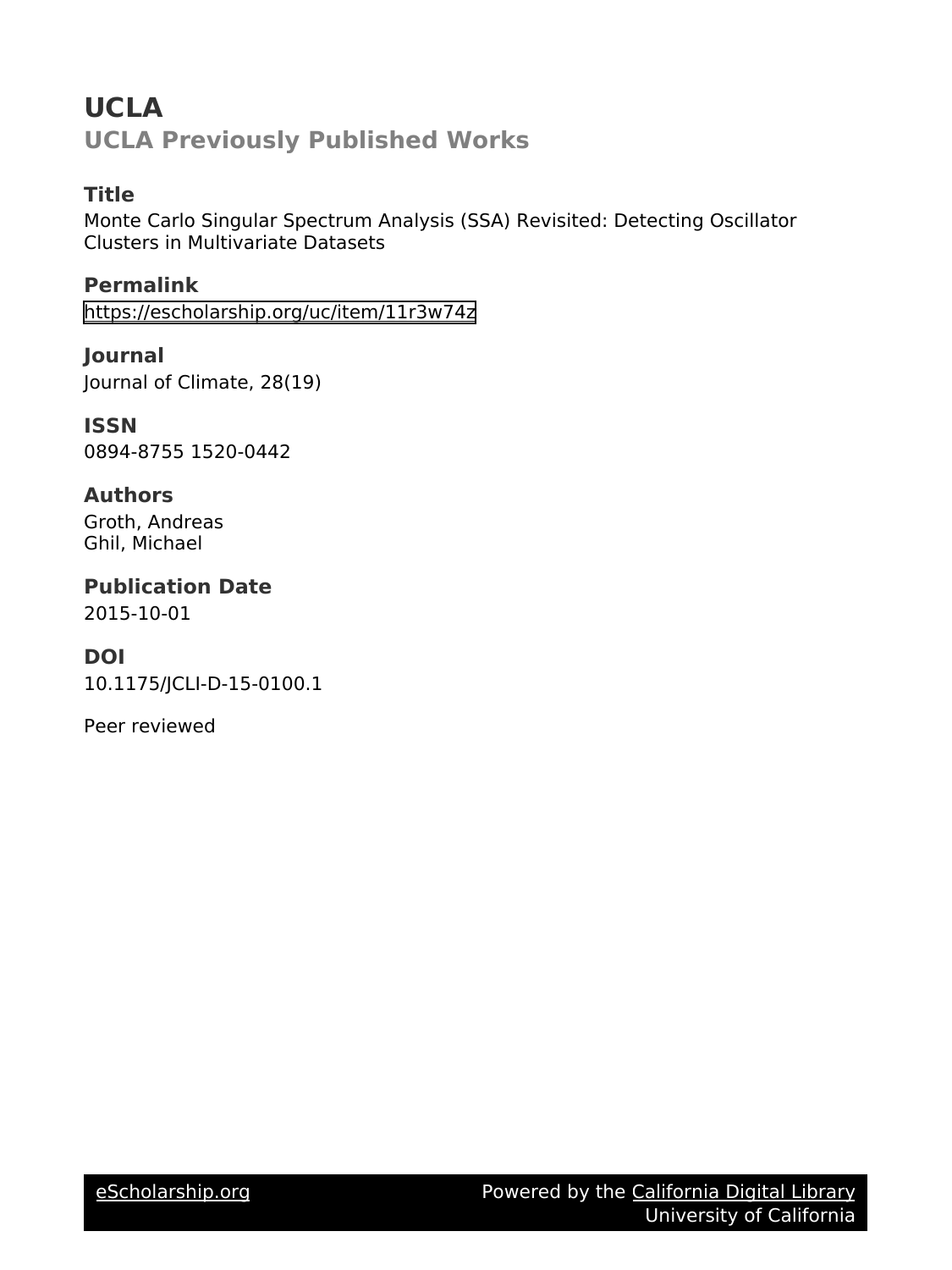# UCLA

## UCLA Previously Published Works

### Title

Monte Carlo Singular Spectrum Analysis (SSA) Revisited: Detecting Oscillator Clusters in Multivariate Datasets

### Permalink

https://escholarship.org/uc/item/11r3w74z

### Journal

Journal of Climate, 28(19)

### ISSN

0894-8755 1520-0442

### Authors

Groth, Andreas
Ghil, Michael

### Publication Date

2015-10-01

### DOI

10.1175/JCLI-D-15-0100.1

Peer reviewed

eScholarship.org Powered by the California Digital Library University of California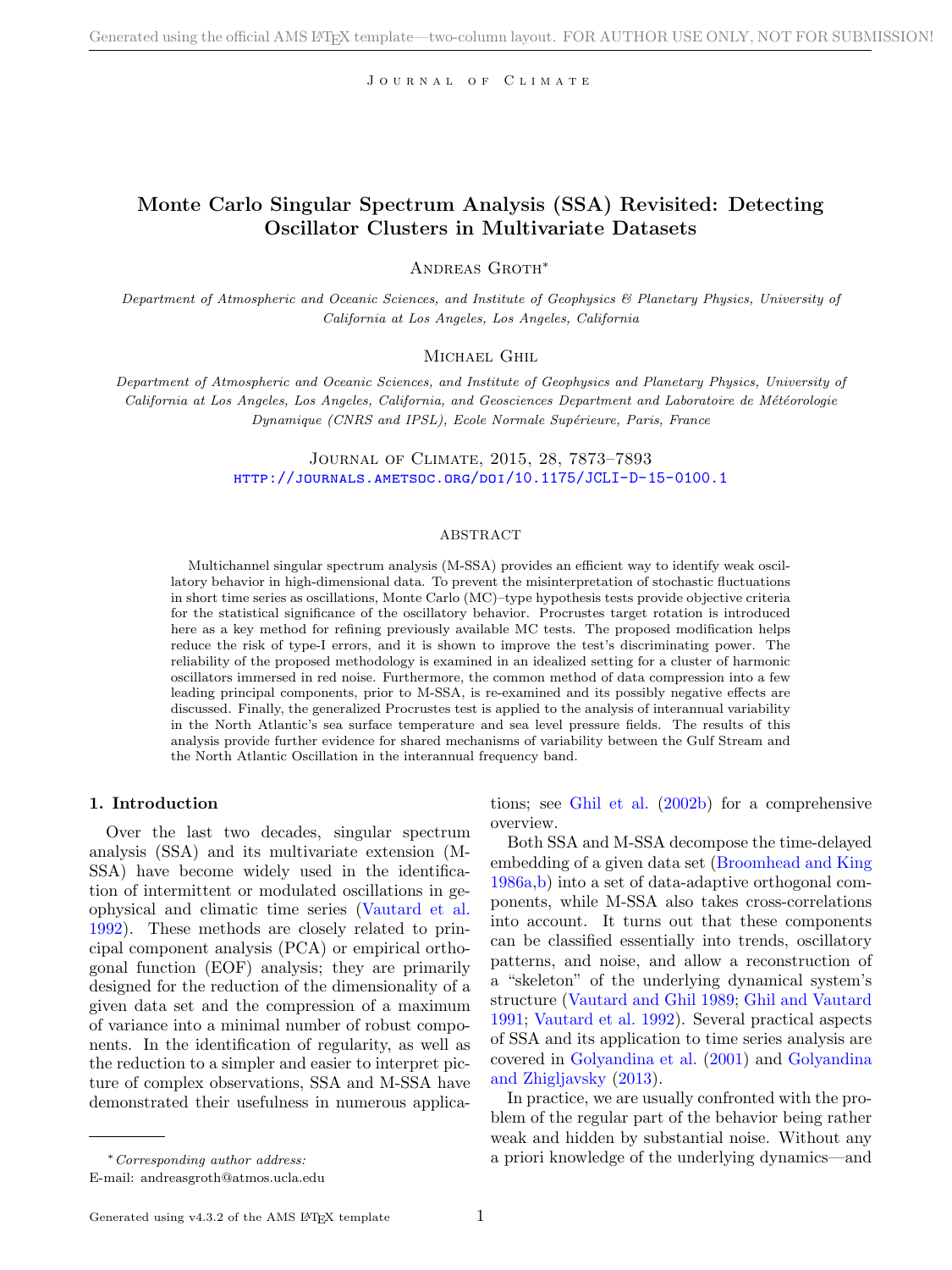# Monte Carlo Singular Spectrum Analysis (SSA) Revisited: Detecting Oscillator Clusters in Multivariate Datasets

Andreas Groth*

*Department of Atmospheric and Oceanic Sciences, and Institute of Geophysics & Planetary Physics, University of California at Los Angeles, Los Angeles, California*

Michael Ghil

*Department of Atmospheric and Oceanic Sciences, and Institute of Geophysics and Planetary Physics, University of California at Los Angeles, Los Angeles, California, and Geosciences Department and Laboratoire de Météorologie Dynamique (CNRS and IPSL), Ecole Normale Supérieure, Paris, France*

Journal of Climate, 2015, 28, 7873–7893
http://journals.ametsoc.org/doi/10.1175/JCLI-D-15-0100.1

## ABSTRACT

Multichannel singular spectrum analysis (M-SSA) provides an efficient way to identify weak oscillatory behavior in high-dimensional data. To prevent the misinterpretation of stochastic fluctuations in short time series as oscillations, Monte Carlo (MC)–type hypothesis tests provide objective criteria for the statistical significance of the oscillatory behavior. Procrustes target rotation is introduced here as a key method for refining previously available MC tests. The proposed modification helps reduce the risk of type-I errors, and it is shown to improve the test's discriminating power. The reliability of the proposed methodology is examined in an idealized setting for a cluster of harmonic oscillators immersed in red noise. Furthermore, the common method of data compression into a few leading principal components, prior to M-SSA, is re-examined and its possibly negative effects are discussed. Finally, the generalized Procrustes test is applied to the analysis of interannual variability in the North Atlantic's sea surface temperature and sea level pressure fields. The results of this analysis provide further evidence for shared mechanisms of variability between the Gulf Stream and the North Atlantic Oscillation in the interannual frequency band.

## 1. Introduction

Over the last two decades, singular spectrum analysis (SSA) and its multivariate extension (M-SSA) have become widely used in the identification of intermittent or modulated oscillations in geophysical and climatic time series (Vautard et al. 1992). These methods are closely related to principal component analysis (PCA) or empirical orthogonal function (EOF) analysis; they are primarily designed for the reduction of the dimensionality of a given data set and the compression of a maximum of variance into a minimal number of robust components. In the identification of regularity, as well as the reduction to a simpler and easier to interpret picture of complex observations, SSA and M-SSA have demonstrated their usefulness in numerous applications; see Ghil et al. (2002b) for a comprehensive overview.

Both SSA and M-SSA decompose the time-delayed embedding of a given data set (Broomhead and King 1986a,b) into a set of data-adaptive orthogonal components, while M-SSA also takes cross-correlations into account. It turns out that these components can be classified essentially into trends, oscillatory patterns, and noise, and allow a reconstruction of a "skeleton" of the underlying dynamical system's structure (Vautard and Ghil 1989; Ghil and Vautard 1991; Vautard et al. 1992). Several practical aspects of SSA and its application to time series analysis are covered in Golyandina et al. (2001) and Golyandina and Zhigljavsky (2013).

In practice, we are usually confronted with the problem of the regular part of the behavior being rather weak and hidden by substantial noise. Without any a priori knowledge of the underlying dynamics—and

*Corresponding author address:
E-mail: andreasgroth@atmos.ucla.edu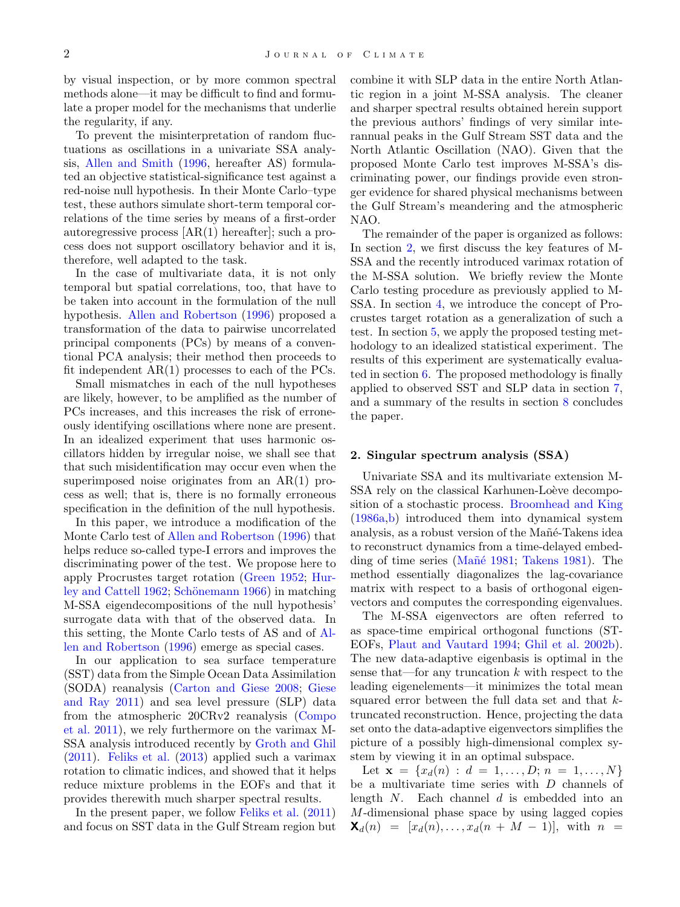by visual inspection, or by more common spectral methods alone—it may be difficult to find and formulate a proper model for the mechanisms that underlie the regularity, if any.

To prevent the misinterpretation of random fluctuations as oscillations in a univariate SSA analysis, Allen and Smith (1996, hereafter AS) formulated an objective statistical-significance test against a red-noise null hypothesis. In their Monte Carlo–type test, these authors simulate short-term temporal correlations of the time series by means of a first-order autoregressive process [AR(1) hereafter]; such a process does not support oscillatory behavior and it is, therefore, well adapted to the task.

In the case of multivariate data, it is not only temporal but spatial correlations, too, that have to be taken into account in the formulation of the null hypothesis. Allen and Robertson (1996) proposed a transformation of the data to pairwise uncorrelated principal components (PCs) by means of a conventional PCA analysis; their method then proceeds to fit independent AR(1) processes to each of the PCs.

Small mismatches in each of the null hypotheses are likely, however, to be amplified as the number of PCs increases, and this increases the risk of erroneously identifying oscillations where none are present. In an idealized experiment that uses harmonic oscillators hidden by irregular noise, we shall see that that such misidentification may occur even when the superimposed noise originates from an AR(1) process as well; that is, there is no formally erroneous specification in the definition of the null hypothesis.

In this paper, we introduce a modification of the Monte Carlo test of Allen and Robertson (1996) that helps reduce so-called type-I errors and improves the discriminating power of the test. We propose here to apply Procrustes target rotation (Green 1952; Hurley and Cattell 1962; Schönemann 1966) in matching M-SSA eigendecompositions of the null hypothesis' surrogate data with that of the observed data. In this setting, the Monte Carlo tests of AS and of Allen and Robertson (1996) emerge as special cases.

In our application to sea surface temperature (SST) data from the Simple Ocean Data Assimilation (SODA) reanalysis (Carton and Giese 2008; Giese and Ray 2011) and sea level pressure (SLP) data from the atmospheric 20CRv2 reanalysis (Compo et al. 2011), we rely furthermore on the varimax M-SSA analysis introduced recently by Groth and Ghil (2011). Feliks et al. (2013) applied such a varimax rotation to climatic indices, and showed that it helps reduce mixture problems in the EOFs and that it provides therewith much sharper spectral results.

In the present paper, we follow Feliks et al. (2011) and focus on SST data in the Gulf Stream region but combine it with SLP data in the entire North Atlantic region in a joint M-SSA analysis. The cleaner and sharper spectral results obtained herein support the previous authors' findings of very similar interannual peaks in the Gulf Stream SST data and the North Atlantic Oscillation (NAO). Given that the proposed Monte Carlo test improves M-SSA's discriminating power, our findings provide even stronger evidence for shared physical mechanisms between the Gulf Stream's meandering and the atmospheric NAO.

The remainder of the paper is organized as follows: In section 2, we first discuss the key features of M-SSA and the recently introduced varimax rotation of the M-SSA solution. We briefly review the Monte Carlo testing procedure as previously applied to M-SSA. In section 4, we introduce the concept of Procrustes target rotation as a generalization of such a test. In section 5, we apply the proposed testing methodology to an idealized statistical experiment. The results of this experiment are systematically evaluated in section 6. The proposed methodology is finally applied to observed SST and SLP data in section 7, and a summary of the results in section 8 concludes the paper.

## 2. Singular spectrum analysis (SSA)

Univariate SSA and its multivariate extension M-SSA rely on the classical Karhunen-Loève decomposition of a stochastic process. Broomhead and King (1986a,b) introduced them into dynamical system analysis, as a robust version of the Mañé-Takens idea to reconstruct dynamics from a time-delayed embedding of time series (Mañé 1981; Takens 1981). The method essentially diagonalizes the lag-covariance matrix with respect to a basis of orthogonal eigenvectors and computes the corresponding eigenvalues.

The M-SSA eigenvectors are often referred to as space-time empirical orthogonal functions (ST-EOFs, Plaut and Vautard 1994; Ghil et al. 2002b). The new data-adaptive eigenbasis is optimal in the sense that—for any truncation $k$ with respect to the leading eigenelements—it minimizes the total mean squared error between the full data set and that $k$-truncated reconstruction. Hence, projecting the data set onto the data-adaptive eigenvectors simplifies the picture of a possibly high-dimensional complex system by viewing it in an optimal subspace.

Let $\mathbf{x} = \{x_d(n) : d = 1, \dots, D; n = 1, \dots, N\}$ be a multivariate time series with $D$ channels of length $N$. Each channel $d$ is embedded into an $M$-dimensional phase space by using lagged copies $\mathbf{X}_d(n) = [x_d(n), \dots, x_d(n + M - 1)]$, with $n =$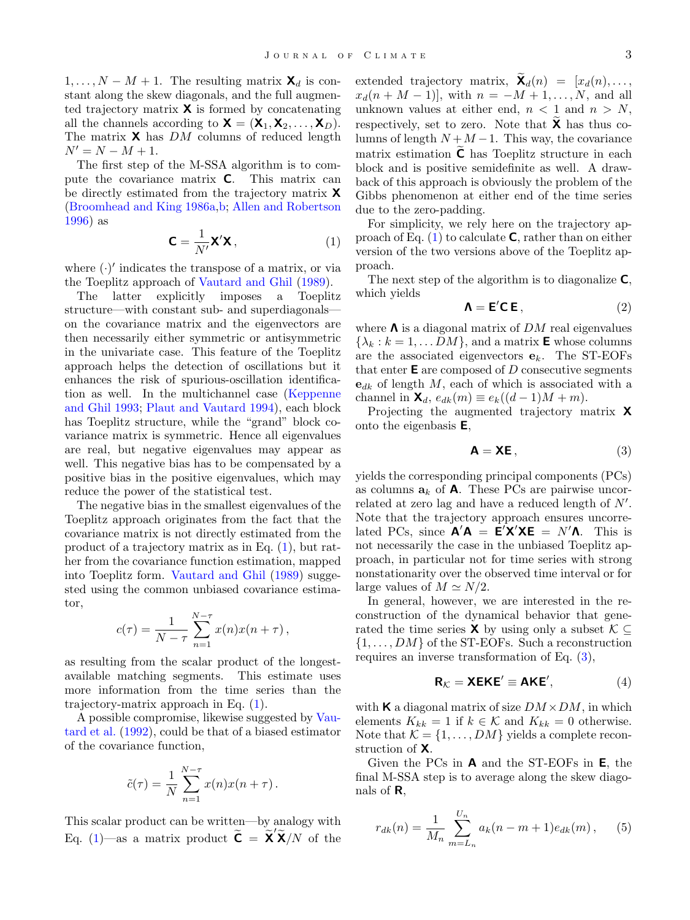$1, \ldots, N-M+1$. The resulting matrix $\mathbf{X}_d$ is constant along the skew diagonals, and the full augmented trajectory matrix $\mathbf{X}$ is formed by concatenating all the channels according to $\mathbf{X} = (\mathbf{X}_1, \mathbf{X}_2, \ldots, \mathbf{X}_D)$. The matrix $\mathbf{X}$ has $DM$ columns of reduced length $N' = N - M + 1$.

The first step of the M-SSA algorithm is to compute the covariance matrix $\mathbf{C}$. This matrix can be directly estimated from the trajectory matrix $\mathbf{X}$ (Broomhead and King 1986a,b; Allen and Robertson 1996) as

$$\mathbf{C} = \frac{1}{N'}\mathbf{X}'\mathbf{X}\,, \tag{1}$$

where $(\cdot)'$ indicates the transpose of a matrix, or via the Toeplitz approach of Vautard and Ghil (1989).

The latter explicitly imposes a Toeplitz structure—with constant sub- and superdiagonals—on the covariance matrix and the eigenvectors are then necessarily either symmetric or antisymmetric in the univariate case. This feature of the Toeplitz approach helps the detection of oscillations but it enhances the risk of spurious-oscillation identification as well. In the multichannel case (Keppenne and Ghil 1993; Plaut and Vautard 1994), each block has Toeplitz structure, while the "grand" block covariance matrix is symmetric. Hence all eigenvalues are real, but negative eigenvalues may appear as well. This negative bias has to be compensated by a positive bias in the positive eigenvalues, which may reduce the power of the statistical test.

The negative bias in the smallest eigenvalues of the Toeplitz approach originates from the fact that the covariance matrix is not directly estimated from the product of a trajectory matrix as in Eq. (1), but rather from the covariance function estimation, mapped into Toeplitz form. Vautard and Ghil (1989) suggested using the common unbiased covariance estimator,

$$c(\tau) = \frac{1}{N-\tau}\sum_{n=1}^{N-\tau} x(n)x(n+\tau)\,,$$

as resulting from the scalar product of the longest-available matching segments. This estimate uses more information from the time series than the trajectory-matrix approach in Eq. (1).

A possible compromise, likewise suggested by Vautard et al. (1992), could be that of a biased estimator of the covariance function,

$$\tilde{c}(\tau) = \frac{1}{N}\sum_{n=1}^{N-\tau} x(n)x(n+\tau)\,.$$

This scalar product can be written—by analogy with Eq. (1)—as a matrix product $\widetilde{\mathbf{C}} = \widetilde{\mathbf{X}}'\widetilde{\mathbf{X}}/N$ of the extended trajectory matrix, $\widetilde{\mathbf{X}}_d(n) = [x_d(n), \ldots, x_d(n+M-1)]$, with $n = -M+1, \ldots, N$, and all unknown values at either end, $n < 1$ and $n > N$, respectively, set to zero. Note that $\widetilde{\mathbf{X}}$ has thus columns of length $N+M-1$. This way, the covariance matrix estimation $\widetilde{\mathbf{C}}$ has Toeplitz structure in each block and is positive semidefinite as well. A drawback of this approach is obviously the problem of the Gibbs phenomenon at either end of the time series due to the zero-padding.

For simplicity, we rely here on the trajectory approach of Eq. (1) to calculate $\mathbf{C}$, rather than on either version of the two versions above of the Toeplitz approach.

The next step of the algorithm is to diagonalize $\mathbf{C}$, which yields

$$\mathbf{\Lambda} = \mathbf{E}'\mathbf{C}\,\mathbf{E}\,, \tag{2}$$

where $\mathbf{\Lambda}$ is a diagonal matrix of $DM$ real eigenvalues $\{\lambda_k : k = 1, \ldots DM\}$, and a matrix $\mathbf{E}$ whose columns are the associated eigenvectors $\mathbf{e}_k$. The ST-EOFs that enter $\mathbf{E}$ are composed of $D$ consecutive segments $\mathbf{e}_{dk}$ of length $M$, each of which is associated with a channel in $\mathbf{X}_d$, $e_{dk}(m) \equiv e_k((d-1)M + m)$.

Projecting the augmented trajectory matrix $\mathbf{X}$ onto the eigenbasis $\mathbf{E}$,

$$\mathbf{A} = \mathbf{X}\mathbf{E}\,, \tag{3}$$

yields the corresponding principal components (PCs) as columns $\mathbf{a}_k$ of $\mathbf{A}$. These PCs are pairwise uncorrelated at zero lag and have a reduced length of $N'$. Note that the trajectory approach ensures uncorrelated PCs, since $\mathbf{A}'\mathbf{A} = \mathbf{E}'\mathbf{X}'\mathbf{X}\mathbf{E} = N'\mathbf{\Lambda}$. This is not necessarily the case in the unbiased Toeplitz approach, in particular not for time series with strong nonstationarity over the observed time interval or for large values of $M \simeq N/2$.

In general, however, we are interested in the reconstruction of the dynamical behavior that generated the time series $\mathbf{X}$ by using only a subset $\mathcal{K} \subseteq \{1, \ldots, DM\}$ of the ST-EOFs. Such a reconstruction requires an inverse transformation of Eq. (3),

$$\mathbf{R}_{\mathcal{K}} = \mathbf{X}\mathbf{E}\mathbf{K}\mathbf{E}' \equiv \mathbf{A}\mathbf{K}\mathbf{E}', \tag{4}$$

with $\mathbf{K}$ a diagonal matrix of size $DM \times DM$, in which elements $K_{kk} = 1$ if $k \in \mathcal{K}$ and $K_{kk} = 0$ otherwise. Note that $\mathcal{K} = \{1, \ldots, DM\}$ yields a complete reconstruction of $\mathbf{X}$.

Given the PCs in $\mathbf{A}$ and the ST-EOFs in $\mathbf{E}$, the final M-SSA step is to average along the skew diagonals of $\mathbf{R}$,

$$r_{dk}(n) = \frac{1}{M_n}\sum_{m=L_n}^{U_n} a_k(n-m+1)e_{dk}(m)\,, \tag{5}$$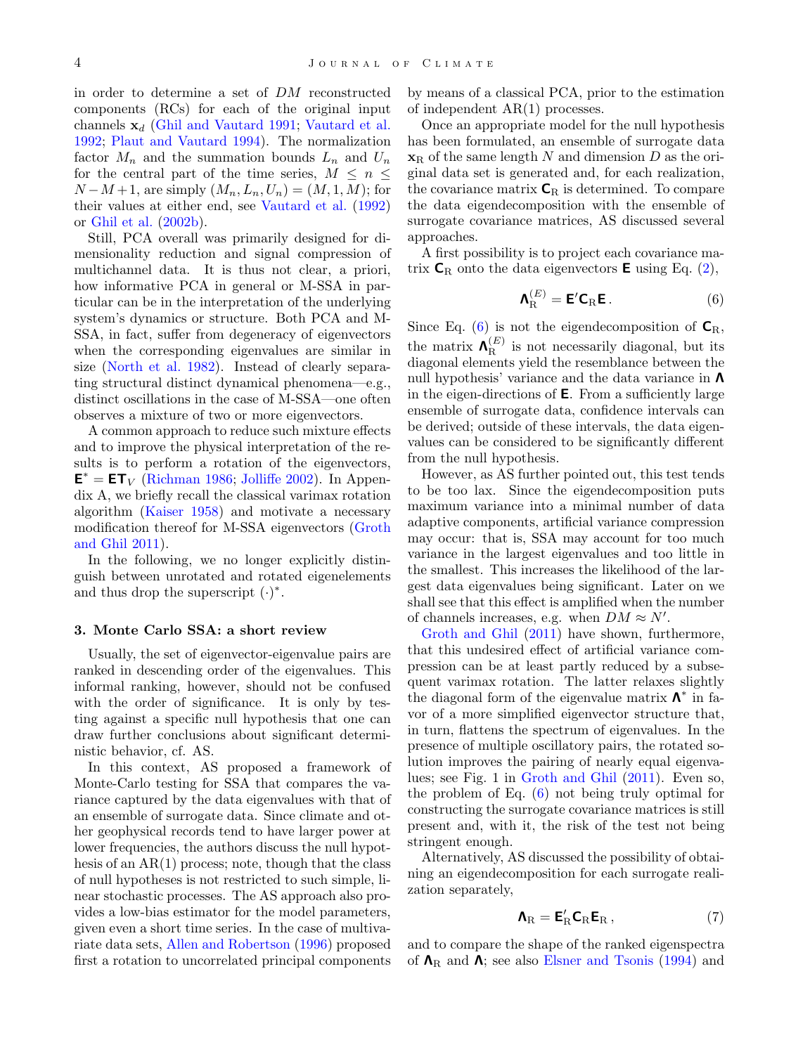in order to determine a set of $DM$ reconstructed components (RCs) for each of the original input channels $\mathbf{x}_d$ (Ghil and Vautard 1991; Vautard et al. 1992; Plaut and Vautard 1994). The normalization factor $M_n$ and the summation bounds $L_n$ and $U_n$ for the central part of the time series, $M \leq n \leq N - M + 1$, are simply $(M_n, L_n, U_n) = (M, 1, M)$; for their values at either end, see Vautard et al. (1992) or Ghil et al. (2002b).

Still, PCA overall was primarily designed for dimensionality reduction and signal compression of multichannel data. It is thus not clear, a priori, how informative PCA in general or M-SSA in particular can be in the interpretation of the underlying system's dynamics or structure. Both PCA and M-SSA, in fact, suffer from degeneracy of eigenvectors when the corresponding eigenvalues are similar in size (North et al. 1982). Instead of clearly separating structural distinct dynamical phenomena—e.g., distinct oscillations in the case of M-SSA—one often observes a mixture of two or more eigenvectors.

A common approach to reduce such mixture effects and to improve the physical interpretation of the results is to perform a rotation of the eigenvectors, $\mathbf{E}^* = \mathbf{E}\mathbf{T}_V$ (Richman 1986; Jolliffe 2002). In Appendix A, we briefly recall the classical varimax rotation algorithm (Kaiser 1958) and motivate a necessary modification thereof for M-SSA eigenvectors (Groth and Ghil 2011).

In the following, we no longer explicitly distinguish between unrotated and rotated eigenelements and thus drop the superscript $(\cdot)^*$.

## 3. Monte Carlo SSA: a short review

Usually, the set of eigenvector-eigenvalue pairs are ranked in descending order of the eigenvalues. This informal ranking, however, should not be confused with the order of significance. It is only by testing against a specific null hypothesis that one can draw further conclusions about significant deterministic behavior, cf. AS.

In this context, AS proposed a framework of Monte-Carlo testing for SSA that compares the variance captured by the data eigenvalues with that of an ensemble of surrogate data. Since climate and other geophysical records tend to have larger power at lower frequencies, the authors discuss the null hypothesis of an AR(1) process; note, though that the class of null hypotheses is not restricted to such simple, linear stochastic processes. The AS approach also provides a low-bias estimator for the model parameters, given even a short time series. In the case of multivariate data sets, Allen and Robertson (1996) proposed first a rotation to uncorrelated principal components by means of a classical PCA, prior to the estimation of independent AR(1) processes.

Once an appropriate model for the null hypothesis has been formulated, an ensemble of surrogate data $\mathbf{x}_\mathrm{R}$ of the same length $N$ and dimension $D$ as the original data set is generated and, for each realization, the covariance matrix $\mathbf{C}_\mathrm{R}$ is determined. To compare the data eigendecomposition with the ensemble of surrogate covariance matrices, AS discussed several approaches.

A first possibility is to project each covariance matrix $\mathbf{C}_\mathrm{R}$ onto the data eigenvectors $\mathbf{E}$ using Eq. (2),

$$\boldsymbol{\Lambda}_\mathrm{R}^{(E)} = \mathbf{E}'\mathbf{C}_\mathrm{R}\mathbf{E}\,. \tag{6}$$

Since Eq. (6) is not the eigendecomposition of $\mathbf{C}_\mathrm{R}$, the matrix $\boldsymbol{\Lambda}_\mathrm{R}^{(E)}$ is not necessarily diagonal, but its diagonal elements yield the resemblance between the null hypothesis' variance and the data variance in $\boldsymbol{\Lambda}$ in the eigen-directions of $\mathbf{E}$. From a sufficiently large ensemble of surrogate data, confidence intervals can be derived; outside of these intervals, the data eigenvalues can be considered to be significantly different from the null hypothesis.

However, as AS further pointed out, this test tends to be too lax. Since the eigendecomposition puts maximum variance into a minimal number of data adaptive components, artificial variance compression may occur: that is, SSA may account for too much variance in the largest eigenvalues and too little in the smallest. This increases the likelihood of the largest data eigenvalues being significant. Later on we shall see that this effect is amplified when the number of channels increases, e.g. when $DM \approx N'$.

Groth and Ghil (2011) have shown, furthermore, that this undesired effect of artificial variance compression can be at least partly reduced by a subsequent varimax rotation. The latter relaxes slightly the diagonal form of the eigenvalue matrix $\boldsymbol{\Lambda}^*$ in favor of a more simplified eigenvector structure that, in turn, flattens the spectrum of eigenvalues. In the presence of multiple oscillatory pairs, the rotated solution improves the pairing of nearly equal eigenvalues; see Fig. 1 in Groth and Ghil (2011). Even so, the problem of Eq. (6) not being truly optimal for constructing the surrogate covariance matrices is still present and, with it, the risk of the test not being stringent enough.

Alternatively, AS discussed the possibility of obtaining an eigendecomposition for each surrogate realization separately,

$$\boldsymbol{\Lambda}_\mathrm{R} = \mathbf{E}_\mathrm{R}'\mathbf{C}_\mathrm{R}\mathbf{E}_\mathrm{R}\,, \tag{7}$$

and to compare the shape of the ranked eigenspectra of $\boldsymbol{\Lambda}_\mathrm{R}$ and $\boldsymbol{\Lambda}$; see also Elsner and Tsonis (1994) and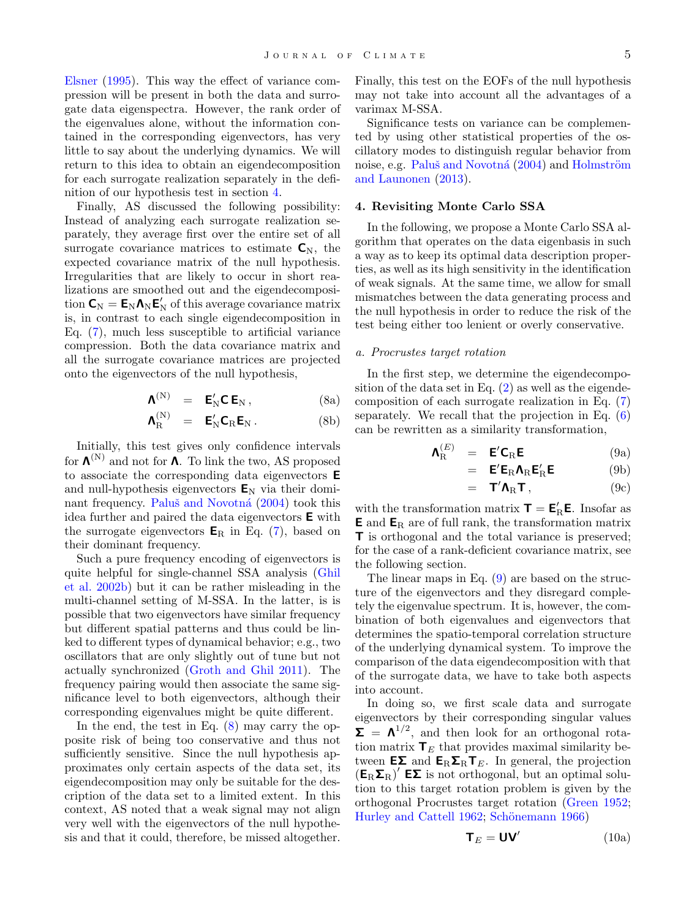Elsner (1995). This way the effect of variance compression will be present in both the data and surrogate data eigenspectra. However, the rank order of the eigenvalues alone, without the information contained in the corresponding eigenvectors, has very little to say about the underlying dynamics. We will return to this idea to obtain an eigendecomposition for each surrogate realization separately in the definition of our hypothesis test in section 4.

Finally, AS discussed the following possibility: Instead of analyzing each surrogate realization separately, they average first over the entire set of all surrogate covariance matrices to estimate $\mathbf{C}_{\mathrm{N}}$, the expected covariance matrix of the null hypothesis. Irregularities that are likely to occur in short realizations are smoothed out and the eigendecomposition $\mathbf{C}_{\mathrm{N}} = \mathbf{E}_{\mathrm{N}}\mathbf{\Lambda}_{\mathrm{N}}\mathbf{E}_{\mathrm{N}}'$ of this average covariance matrix is, in contrast to each single eigendecomposition in Eq. (7), much less susceptible to artificial variance compression. Both the data covariance matrix and all the surrogate covariance matrices are projected onto the eigenvectors of the null hypothesis,

$$
\begin{aligned}
\mathbf{\Lambda}^{(\mathrm{N})} &= \mathbf{E}_{\mathrm{N}}'\mathbf{C}\,\mathbf{E}_{\mathrm{N}}\,, && \text{(8a)}\\
\mathbf{\Lambda}_{\mathrm{R}}^{(\mathrm{N})} &= \mathbf{E}_{\mathrm{N}}'\mathbf{C}_{\mathrm{R}}\mathbf{E}_{\mathrm{N}}\,. && \text{(8b)}
\end{aligned}
$$

Initially, this test gives only confidence intervals for $\mathbf{\Lambda}^{(\mathrm{N})}$ and not for $\mathbf{\Lambda}$. To link the two, AS proposed to associate the corresponding data eigenvectors $\mathbf{E}$ and null-hypothesis eigenvectors $\mathbf{E}_{\mathrm{N}}$ via their dominant frequency. Paluš and Novotná (2004) took this idea further and paired the data eigenvectors $\mathbf{E}$ with the surrogate eigenvectors $\mathbf{E}_{\mathrm{R}}$ in Eq. (7), based on their dominant frequency.

Such a pure frequency encoding of eigenvectors is quite helpful for single-channel SSA analysis (Ghil et al. 2002b) but it can be rather misleading in the multi-channel setting of M-SSA. In the latter, is is possible that two eigenvectors have similar frequency but different spatial patterns and thus could be linked to different types of dynamical behavior; e.g., two oscillators that are only slightly out of tune but not actually synchronized (Groth and Ghil 2011). The frequency pairing would then associate the same significance level to both eigenvectors, although their corresponding eigenvalues might be quite different.

In the end, the test in Eq. (8) may carry the opposite risk of being too conservative and thus not sufficiently sensitive. Since the null hypothesis approximates only certain aspects of the data set, its eigendecomposition may only be suitable for the description of the data set to a limited extent. In this context, AS noted that a weak signal may not align very well with the eigenvectors of the null hypothesis and that it could, therefore, be missed altogether. Finally, this test on the EOFs of the null hypothesis may not take into account all the advantages of a varimax M-SSA.

Significance tests on variance can be complemented by using other statistical properties of the oscillatory modes to distinguish regular behavior from noise, e.g. Paluš and Novotná (2004) and Holmström and Launonen (2013).

## 4. Revisiting Monte Carlo SSA

In the following, we propose a Monte Carlo SSA algorithm that operates on the data eigenbasis in such a way as to keep its optimal data description properties, as well as its high sensitivity in the identification of weak signals. At the same time, we allow for small mismatches between the data generating process and the null hypothesis in order to reduce the risk of the test being either too lenient or overly conservative.

### *a. Procrustes target rotation*

In the first step, we determine the eigendecomposition of the data set in Eq. (2) as well as the eigendecomposition of each surrogate realization in Eq. (7) separately. We recall that the projection in Eq. (6) can be rewritten as a similarity transformation,

$$
\begin{aligned}
\mathbf{\Lambda}_{\mathrm{R}}^{(E)} &= \mathbf{E}'\mathbf{C}_{\mathrm{R}}\mathbf{E} && \text{(9a)}\\
&= \mathbf{E}'\mathbf{E}_{\mathrm{R}}\mathbf{\Lambda}_{\mathrm{R}}\mathbf{E}_{\mathrm{R}}'\mathbf{E} && \text{(9b)}\\
&= \mathbf{T}'\mathbf{\Lambda}_{\mathrm{R}}\mathbf{T}\,, && \text{(9c)}
\end{aligned}
$$

with the transformation matrix $\mathbf{T} = \mathbf{E}_{\mathrm{R}}'\mathbf{E}$. Insofar as $\mathbf{E}$ and $\mathbf{E}_{\mathrm{R}}$ are of full rank, the transformation matrix $\mathbf{T}$ is orthogonal and the total variance is preserved; for the case of a rank-deficient covariance matrix, see the following section.

The linear maps in Eq. (9) are based on the structure of the eigenvectors and they disregard completely the eigenvalue spectrum. It is, however, the combination of both eigenvalues and eigenvectors that determines the spatio-temporal correlation structure of the underlying dynamical system. To improve the comparison of the data eigendecomposition with that of the surrogate data, we have to take both aspects into account.

In doing so, we first scale data and surrogate eigenvectors by their corresponding singular values $\mathbf{\Sigma} = \mathbf{\Lambda}^{1/2}$, and then look for an orthogonal rotation matrix $\mathbf{T}_E$ that provides maximal similarity between $\mathbf{E\Sigma}$ and $\mathbf{E}_{\mathrm{R}}\mathbf{\Sigma}_{\mathrm{R}}\mathbf{T}_E$. In general, the projection $(\mathbf{E}_{\mathrm{R}}\mathbf{\Sigma}_{\mathrm{R}})'\,\mathbf{E\Sigma}$ is not orthogonal, but an optimal solution to this target rotation problem is given by the orthogonal Procrustes target rotation (Green 1952; Hurley and Cattell 1962; Schönemann 1966)

$$
\mathbf{T}_E = \mathbf{U}\mathbf{V}' \qquad \text{(10a)}
$$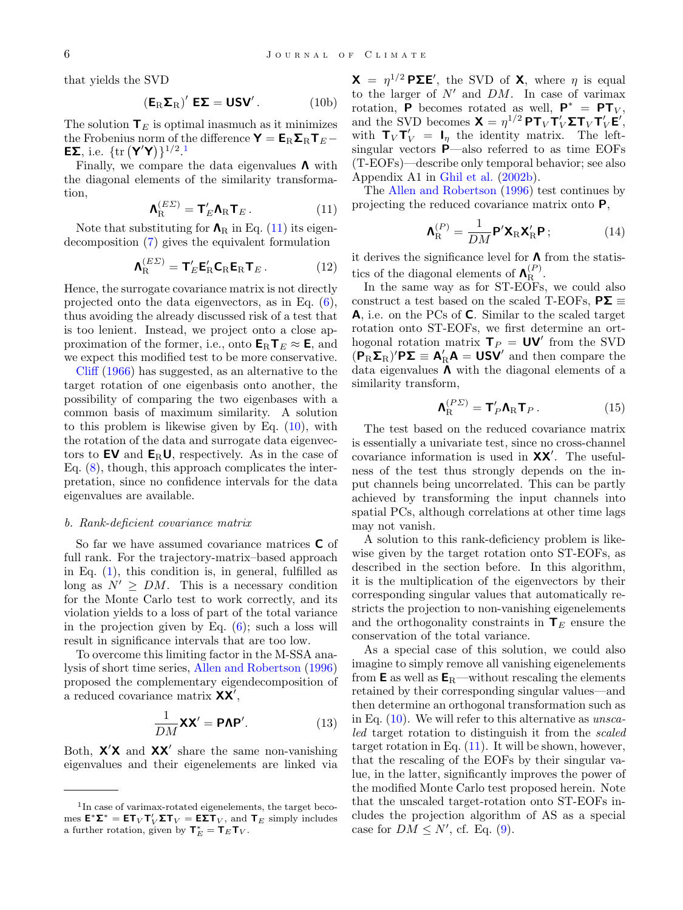that yields the SVD

$$(\mathbf{E}_{\mathrm{R}}\mathbf{\Sigma}_{\mathrm{R}})'\,\mathbf{E\Sigma} = \mathbf{USV}'\,. \tag{10b}$$

The solution $\mathbf{T}_E$ is optimal inasmuch as it minimizes the Frobenius norm of the difference $\mathbf{Y} = \mathbf{E}_{\mathrm{R}}\mathbf{\Sigma}_{\mathrm{R}}\mathbf{T}_E - \mathbf{E\Sigma}$, i.e. $\{\mathrm{tr}\left(\mathbf{Y}'\mathbf{Y}\right)\}^{1/2}$.[1]

Finally, we compare the data eigenvalues $\mathbf{\Lambda}$ with the diagonal elements of the similarity transformation,

$$\mathbf{\Lambda}_{\mathrm{R}}^{(E\Sigma)} = \mathbf{T}_E'\mathbf{\Lambda}_{\mathrm{R}}\mathbf{T}_E\,. \tag{11}$$

Note that substituting for $\mathbf{\Lambda}_{\mathrm{R}}$ in Eq. (11) its eigendecomposition (7) gives the equivalent formulation

$$\mathbf{\Lambda}_{\mathrm{R}}^{(E\Sigma)} = \mathbf{T}_E'\mathbf{E}_{\mathrm{R}}'\mathbf{C}_{\mathrm{R}}\mathbf{E}_{\mathrm{R}}\mathbf{T}_E\,. \tag{12}$$

Hence, the surrogate covariance matrix is not directly projected onto the data eigenvectors, as in Eq. (6), thus avoiding the already discussed risk of a test that is too lenient. Instead, we project onto a close approximation of the former, i.e., onto $\mathbf{E}_{\mathrm{R}}\mathbf{T}_E \approx \mathbf{E}$, and we expect this modified test to be more conservative.

Cliff (1966) has suggested, as an alternative to the target rotation of one eigenbasis onto another, the possibility of comparing the two eigenbases with a common basis of maximum similarity. A solution to this problem is likewise given by Eq. (10), with the rotation of the data and surrogate data eigenvectors to $\mathbf{EV}$ and $\mathbf{E}_{\mathrm{R}}\mathbf{U}$, respectively. As in the case of Eq. (8), though, this approach complicates the interpretation, since no confidence intervals for the data eigenvalues are available.

### b. *Rank-deficient covariance matrix*

So far we have assumed covariance matrices $\mathbf{C}$ of full rank. For the trajectory-matrix–based approach in Eq. (1), this condition is, in general, fulfilled as long as $N' \geq DM$. This is a necessary condition for the Monte Carlo test to work correctly, and its violation yields to a loss of part of the total variance in the projection given by Eq. (6); such a loss will result in significance intervals that are too low.

To overcome this limiting factor in the M-SSA analysis of short time series, Allen and Robertson (1996) proposed the complementary eigendecomposition of a reduced covariance matrix $\mathbf{XX}'$,

$$\frac{1}{DM}\mathbf{XX}' = \mathbf{P\Lambda P}'. \tag{13}$$

Both, $\mathbf{X}'\mathbf{X}$ and $\mathbf{XX}'$ share the same non-vanishing eigenvalues and their eigenelements are linked via $\mathbf{X} = \eta^{1/2}\,\mathbf{P\Sigma E}'$, the SVD of $\mathbf{X}$, where $\eta$ is equal to the larger of $N'$ and $DM$. In case of varimax rotation, $\mathbf{P}$ becomes rotated as well, $\mathbf{P}^* = \mathbf{PT}_V$, and the SVD becomes $\mathbf{X} = \eta^{1/2}\,\mathbf{PT}_V\mathbf{T}_V'\mathbf{\Sigma T}_V\mathbf{T}_V'\mathbf{E}'$, with $\mathbf{T}_V\mathbf{T}_V' = \mathbf{I}_\eta$ the identity matrix. The left-singular vectors $\mathbf{P}$—also referred to as time EOFs (T-EOFs)—describe only temporal behavior; see also Appendix A1 in Ghil et al. (2002b).

The Allen and Robertson (1996) test continues by projecting the reduced covariance matrix onto $\mathbf{P}$,

$$\mathbf{\Lambda}_{\mathrm{R}}^{(P)} = \frac{1}{DM}\mathbf{P}'\mathbf{X}_{\mathrm{R}}\mathbf{X}_{\mathrm{R}}'\mathbf{P}\,; \tag{14}$$

it derives the significance level for $\mathbf{\Lambda}$ from the statistics of the diagonal elements of $\mathbf{\Lambda}_{\mathrm{R}}^{(P)}$.

In the same way as for ST-EOFs, we could also construct a test based on the scaled T-EOFs, $\mathbf{P\Sigma} \equiv \mathbf{A}$, i.e. on the PCs of $\mathbf{C}$. Similar to the scaled target rotation onto ST-EOFs, we first determine an orthogonal rotation matrix $\mathbf{T}_P = \mathbf{UV}'$ from the SVD $(\mathbf{P}_{\mathrm{R}}\mathbf{\Sigma}_{\mathrm{R}})'\mathbf{P\Sigma} \equiv \mathbf{A}_{\mathrm{R}}'\mathbf{A} = \mathbf{USV}'$ and then compare the data eigenvalues $\mathbf{\Lambda}$ with the diagonal elements of a similarity transform,

$$\mathbf{\Lambda}_{\mathrm{R}}^{(P\Sigma)} = \mathbf{T}_P'\mathbf{\Lambda}_{\mathrm{R}}\mathbf{T}_P\,. \tag{15}$$

The test based on the reduced covariance matrix is essentially a univariate test, since no cross-channel covariance information is used in $\mathbf{XX}'$. The usefulness of the test thus strongly depends on the input channels being uncorrelated. This can be partly achieved by transforming the input channels into spatial PCs, although correlations at other time lags may not vanish.

A solution to this rank-deficiency problem is likewise given by the target rotation onto ST-EOFs, as described in the section before. In this algorithm, it is the multiplication of the eigenvectors by their corresponding singular values that automatically restricts the projection to non-vanishing eigenelements and the orthogonality constraints in $\mathbf{T}_E$ ensure the conservation of the total variance.

As a special case of this solution, we could also imagine to simply remove all vanishing eigenelements from $\mathbf{E}$ as well as $\mathbf{E}_{\mathrm{R}}$—without rescaling the elements retained by their corresponding singular values—and then determine an orthogonal transformation such as in Eq. (10). We will refer to this alternative as *unscaled* target rotation to distinguish it from the *scaled* target rotation in Eq. (11). It will be shown, however, that the rescaling of the EOFs by their singular value, in the latter, significantly improves the power of the modified Monte Carlo test proposed herein. Note that the unscaled target-rotation onto ST-EOFs includes the projection algorithm of AS as a special case for $DM \leq N'$, cf. Eq. (9).

---

[1] In case of varimax-rotated eigenelements, the target becomes $\mathbf{E}^*\mathbf{\Sigma}^* = \mathbf{ET}_V\mathbf{T}_V'\mathbf{\Sigma T}_V = \mathbf{E\Sigma T}_V$, and $\mathbf{T}_E$ simply includes a further rotation, given by $\mathbf{T}_E^* = \mathbf{T}_E\mathbf{T}_V$.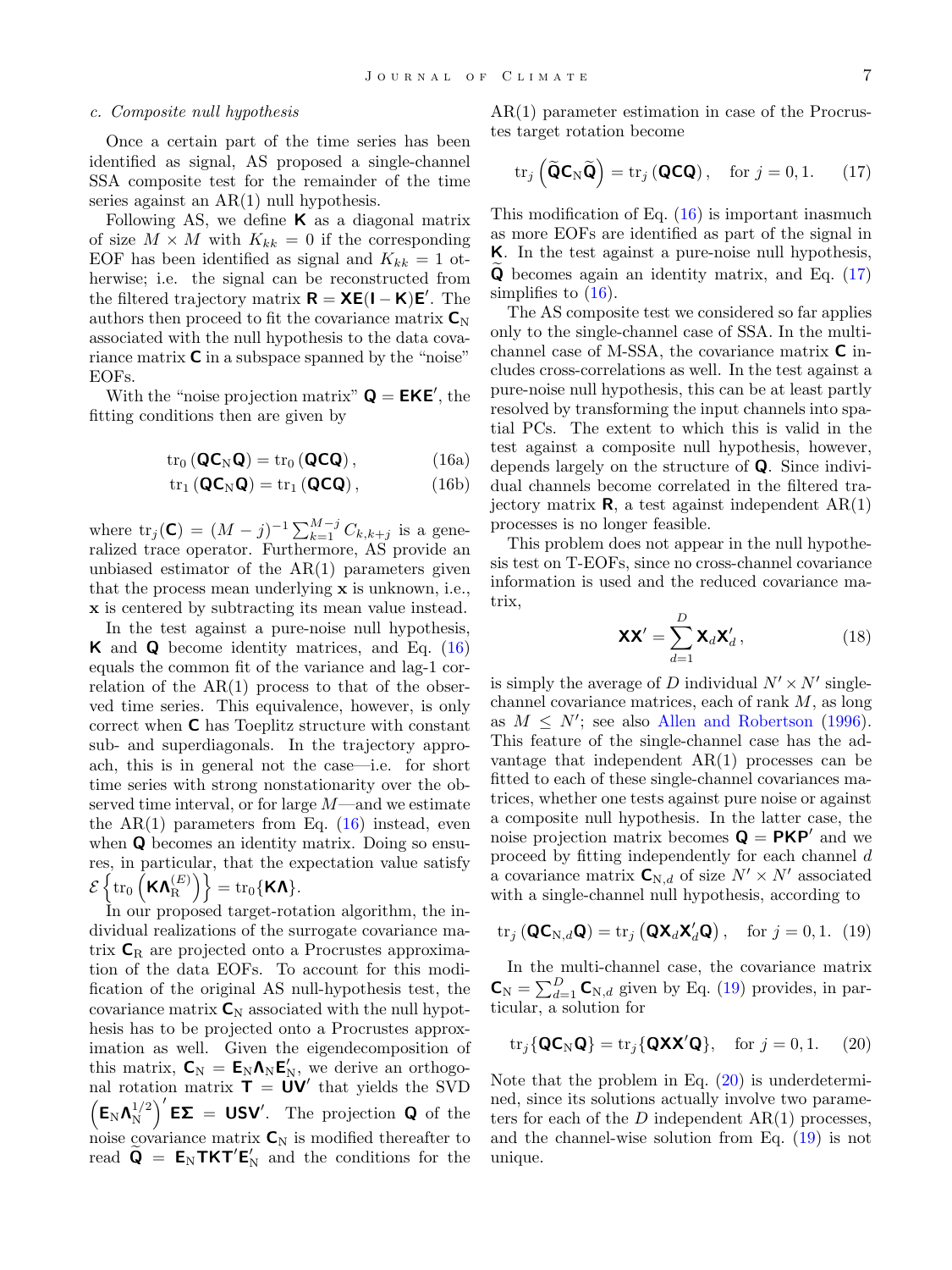### c. Composite null hypothesis

Once a certain part of the time series has been identified as signal, AS proposed a single-channel SSA composite test for the remainder of the time series against an AR(1) null hypothesis.

Following AS, we define $\mathbf{K}$ as a diagonal matrix of size $M \times M$ with $K_{kk} = 0$ if the corresponding EOF has been identified as signal and $K_{kk} = 1$ otherwise; i.e. the signal can be reconstructed from the filtered trajectory matrix $\mathbf{R} = \mathbf{XE}(\mathbf{I} - \mathbf{K})\mathbf{E}'$. The authors then proceed to fit the covariance matrix $\mathbf{C}_{\mathrm{N}}$ associated with the null hypothesis to the data covariance matrix $\mathbf{C}$ in a subspace spanned by the "noise" EOFs.

With the "noise projection matrix" $\mathbf{Q} = \mathbf{EKE}'$, the fitting conditions then are given by

$$\mathrm{tr}_0\left(\mathbf{QC}_{\mathrm{N}}\mathbf{Q}\right) = \mathrm{tr}_0\left(\mathbf{QCQ}\right), \tag{16a}$$

$$\mathrm{tr}_1\left(\mathbf{QC}_{\mathrm{N}}\mathbf{Q}\right) = \mathrm{tr}_1\left(\mathbf{QCQ}\right), \tag{16b}$$

where $\mathrm{tr}_j(\mathbf{C}) = (M-j)^{-1}\sum_{k=1}^{M-j} C_{k,k+j}$ is a generalized trace operator. Furthermore, AS provide an unbiased estimator of the AR(1) parameters given that the process mean underlying $\mathbf{x}$ is unknown, i.e., $\mathbf{x}$ is centered by subtracting its mean value instead.

In the test against a pure-noise null hypothesis, $\mathbf{K}$ and $\mathbf{Q}$ become identity matrices, and Eq. (16) equals the common fit of the variance and lag-1 correlation of the AR(1) process to that of the observed time series. This equivalence, however, is only correct when $\mathbf{C}$ has Toeplitz structure with constant sub- and superdiagonals. In the trajectory approach, this is in general not the case—i.e. for short time series with strong nonstationarity over the observed time interval, or for large $M$—and we estimate the AR(1) parameters from Eq. (16) instead, even when $\mathbf{Q}$ becomes an identity matrix. Doing so ensures, in particular, that the expectation value satisfy $\mathcal{E}\left\{\mathrm{tr}_0\left(\mathbf{K}\mathbf{\Lambda}_{\mathrm{R}}^{(E)}\right)\right\} = \mathrm{tr}_0\{\mathbf{K\Lambda}\}$.

In our proposed target-rotation algorithm, the individual realizations of the surrogate covariance matrix $\mathbf{C}_{\mathrm{R}}$ are projected onto a Procrustes approximation of the data EOFs. To account for this modification of the original AS null-hypothesis test, the covariance matrix $\mathbf{C}_{\mathrm{N}}$ associated with the null hypothesis has to be projected onto a Procrustes approximation as well. Given the eigendecomposition of this matrix, $\mathbf{C}_{\mathrm{N}} = \mathbf{E}_{\mathrm{N}}\mathbf{\Lambda}_{\mathrm{N}}\mathbf{E}_{\mathrm{N}}'$, we derive an orthogonal rotation matrix $\mathbf{T} = \mathbf{UV}'$ that yields the SVD $\left(\mathbf{E}_{\mathrm{N}}\mathbf{\Lambda}_{\mathrm{N}}^{1/2}\right)'\mathbf{E\Sigma} = \mathbf{USV}'$. The projection $\mathbf{Q}$ of the noise covariance matrix $\mathbf{C}_{\mathrm{N}}$ is modified thereafter to read $\widetilde{\mathbf{Q}} = \mathbf{E}_{\mathrm{N}}\mathbf{TKT}'\mathbf{E}_{\mathrm{N}}'$ and the conditions for the AR(1) parameter estimation in case of the Procrustes target rotation become

$$\mathrm{tr}_j\left(\widetilde{\mathbf{Q}}\mathbf{C}_{\mathrm{N}}\widetilde{\mathbf{Q}}\right) = \mathrm{tr}_j\left(\mathbf{QCQ}\right), \quad \text{for } j = 0, 1. \tag{17}$$

This modification of Eq. (16) is important inasmuch as more EOFs are identified as part of the signal in $\mathbf{K}$. In the test against a pure-noise null hypothesis, $\widetilde{\mathbf{Q}}$ becomes again an identity matrix, and Eq. (17) simplifies to (16).

The AS composite test we considered so far applies only to the single-channel case of SSA. In the multi-channel case of M-SSA, the covariance matrix $\mathbf{C}$ includes cross-correlations as well. In the test against a pure-noise null hypothesis, this can be at least partly resolved by transforming the input channels into spatial PCs. The extent to which this is valid in the test against a composite null hypothesis, however, depends largely on the structure of $\mathbf{Q}$. Since individual channels become correlated in the filtered trajectory matrix $\mathbf{R}$, a test against independent AR(1) processes is no longer feasible.

This problem does not appear in the null hypothesis test on T-EOFs, since no cross-channel covariance information is used and the reduced covariance matrix,

$$\mathbf{XX}' = \sum_{d=1}^{D} \mathbf{X}_d\mathbf{X}_d', \tag{18}$$

is simply the average of $D$ individual $N' \times N'$ single-channel covariance matrices, each of rank $M$, as long as $M \leq N'$; see also Allen and Robertson (1996). This feature of the single-channel case has the advantage that independent AR(1) processes can be fitted to each of these single-channel covariances matrices, whether one tests against pure noise or against a composite null hypothesis. In the latter case, the noise projection matrix becomes $\mathbf{Q} = \mathbf{PKP}'$ and we proceed by fitting independently for each channel $d$ a covariance matrix $\mathbf{C}_{\mathrm{N},d}$ of size $N' \times N'$ associated with a single-channel null hypothesis, according to

$$\mathrm{tr}_j\left(\mathbf{QC}_{\mathrm{N},d}\mathbf{Q}\right) = \mathrm{tr}_j\left(\mathbf{QX}_d\mathbf{X}_d'\mathbf{Q}\right), \quad \text{for } j = 0, 1. \tag{19}$$

In the multi-channel case, the covariance matrix $\mathbf{C}_{\mathrm{N}} = \sum_{d=1}^{D} \mathbf{C}_{\mathrm{N},d}$ given by Eq. (19) provides, in particular, a solution for

$$\mathrm{tr}_j\{\mathbf{QC}_{\mathrm{N}}\mathbf{Q}\} = \mathrm{tr}_j\{\mathbf{QXX}'\mathbf{Q}\}, \quad \text{for } j = 0, 1. \tag{20}$$

Note that the problem in Eq. (20) is underdetermined, since its solutions actually involve two parameters for each of the $D$ independent AR(1) processes, and the channel-wise solution from Eq. (19) is not unique.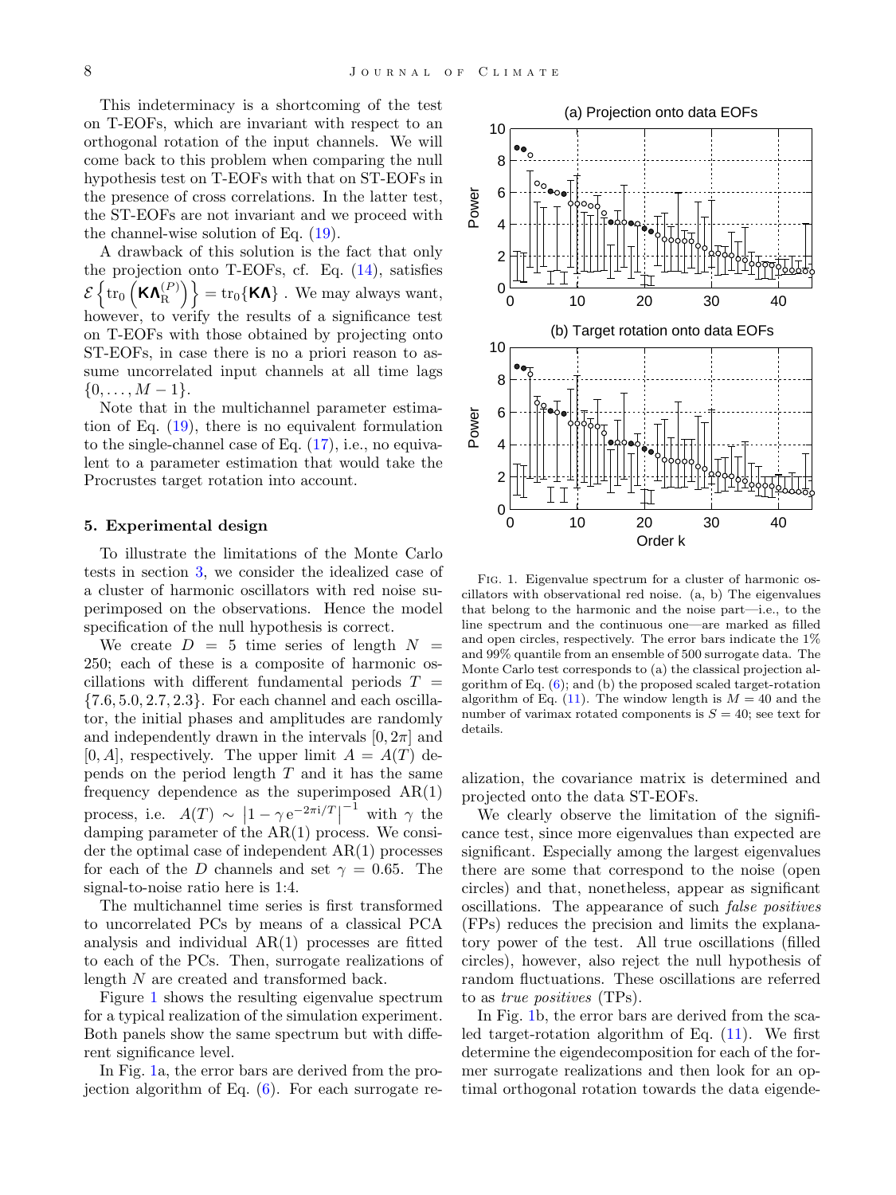This indeterminacy is a shortcoming of the test on T-EOFs, which are invariant with respect to an orthogonal rotation of the input channels. We will come back to this problem when comparing the null hypothesis test on T-EOFs with that on ST-EOFs in the presence of cross correlations. In the latter test, the ST-EOFs are not invariant and we proceed with the channel-wise solution of Eq. (19).

A drawback of this solution is the fact that only the projection onto T-EOFs, cf. Eq. (14), satisfies $\mathcal{E}\left\{\mathrm{tr}_0\left(\mathbf{K}\mathbf{\Lambda}_{\mathrm{R}}^{(P)}\right)\right\} = \mathrm{tr}_0\{\mathbf{K}\mathbf{\Lambda}\}$ . We may always want, however, to verify the results of a significance test on T-EOFs with those obtained by projecting onto ST-EOFs, in case there is no a priori reason to assume uncorrelated input channels at all time lags $\{0, \ldots, M-1\}$.

Note that in the multichannel parameter estimation of Eq. (19), there is no equivalent formulation to the single-channel case of Eq. (17), i.e., no equivalent to a parameter estimation that would take the Procrustes target rotation into account.

## 5. Experimental design

To illustrate the limitations of the Monte Carlo tests in section 3, we consider the idealized case of a cluster of harmonic oscillators with red noise superimposed on the observations. Hence the model specification of the null hypothesis is correct.

We create $D = 5$ time series of length $N = 250$; each of these is a composite of harmonic oscillations with different fundamental periods $T = \{7.6, 5.0, 2.7, 2.3\}$. For each channel and each oscillator, the initial phases and amplitudes are randomly and independently drawn in the intervals $[0, 2\pi]$ and $[0, A]$, respectively. The upper limit $A = A(T)$ depends on the period length $T$ and it has the same frequency dependence as the superimposed AR(1) process, i.e. $A(T) \sim \left|1 - \gamma\, \mathrm{e}^{-2\pi i/T}\right|^{-1}$ with $\gamma$ the damping parameter of the AR(1) process. We consider the optimal case of independent AR(1) processes for each of the $D$ channels and set $\gamma = 0.65$. The signal-to-noise ratio here is 1:4.

The multichannel time series is first transformed to uncorrelated PCs by means of a classical PCA analysis and individual AR(1) processes are fitted to each of the PCs. Then, surrogate realizations of length $N$ are created and transformed back.

Figure 1 shows the resulting eigenvalue spectrum for a typical realization of the simulation experiment. Both panels show the same spectrum but with different significance level.

In Fig. 1a, the error bars are derived from the projection algorithm of Eq. (6). For each surrogate realization, the covariance matrix is determined and projected onto the data ST-EOFs.

Fig. 1. Eigenvalue spectrum for a cluster of harmonic oscillators with observational red noise. (a, b) The eigenvalues that belong to the harmonic and the noise part—i.e., to the line spectrum and the continuous one—are marked as filled and open circles, respectively. The error bars indicate the 1% and 99% quantile from an ensemble of 500 surrogate data. The Monte Carlo test corresponds to (a) the classical projection algorithm of Eq. (6); and (b) the proposed scaled target-rotation algorithm of Eq. (11). The window length is $M = 40$ and the number of varimax rotated components is $S = 40$; see text for details.

We clearly observe the limitation of the significance test, since more eigenvalues than expected are significant. Especially among the largest eigenvalues there are some that correspond to the noise (open circles) and that, nonetheless, appear as significant oscillations. The appearance of such *false positives* (FPs) reduces the precision and limits the explanatory power of the test. All true oscillations (filled circles), however, also reject the null hypothesis of random fluctuations. These oscillations are referred to as *true positives* (TPs).

In Fig. 1b, the error bars are derived from the scaled target-rotation algorithm of Eq. (11). We first determine the eigendecomposition for each of the former surrogate realizations and then look for an optimal orthogonal rotation towards the data eigende-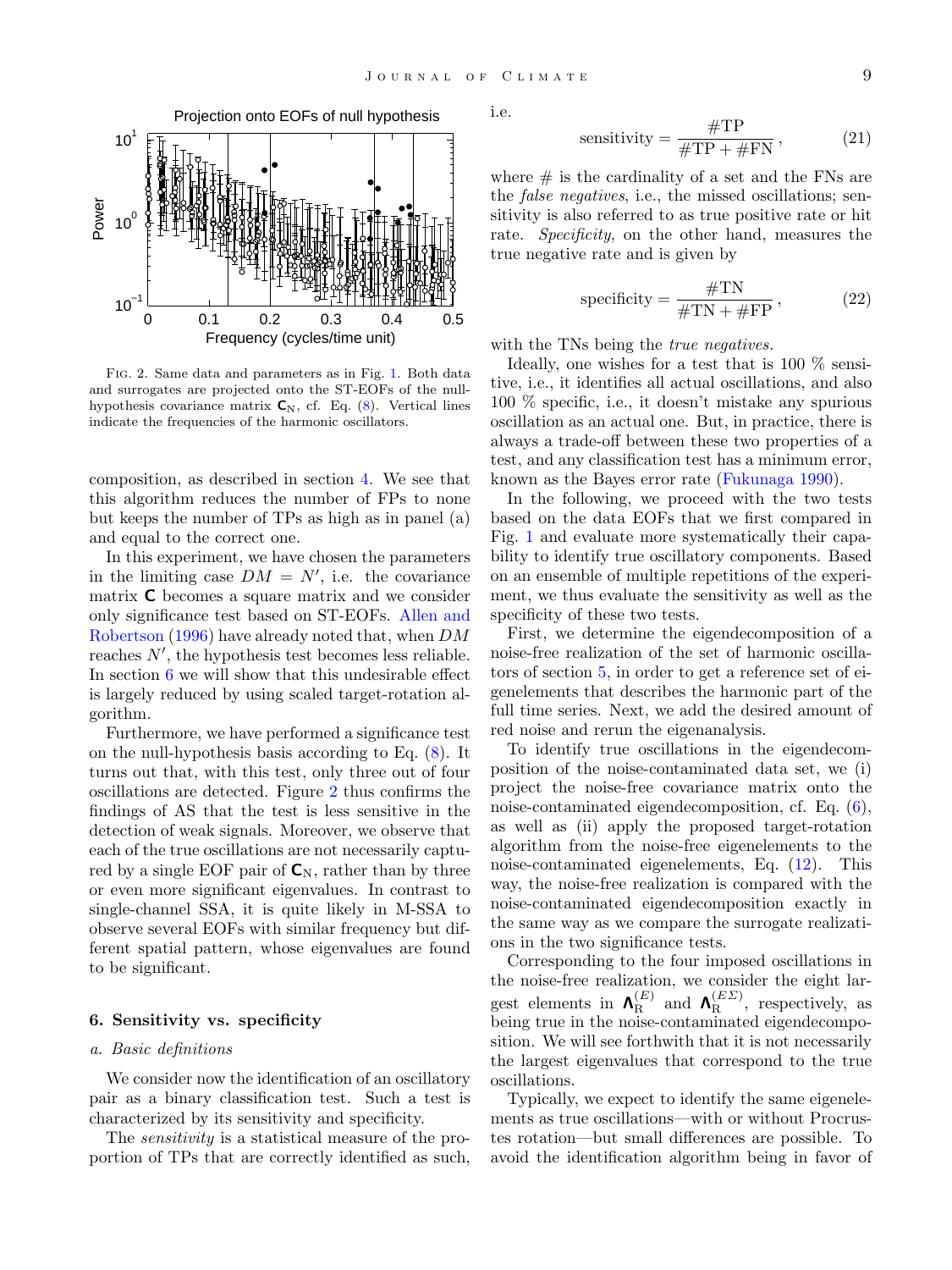Fig. 2. Same data and parameters as in Fig. 1. Both data and surrogates are projected onto the ST-EOFs of the null-hypothesis covariance matrix $\mathbf{C}_{\mathrm{N}}$, cf. Eq. (8). Vertical lines indicate the frequencies of the harmonic oscillators.

composition, as described in section 4. We see that this algorithm reduces the number of FPs to none but keeps the number of TPs as high as in panel (a) and equal to the correct one.

In this experiment, we have chosen the parameters in the limiting case $DM = N'$, i.e. the covariance matrix $\mathbf{C}$ becomes a square matrix and we consider only significance test based on ST-EOFs. Allen and Robertson (1996) have already noted that, when $DM$ reaches $N'$, the hypothesis test becomes less reliable. In section 6 we will show that this undesirable effect is largely reduced by using scaled target-rotation algorithm.

Furthermore, we have performed a significance test on the null-hypothesis basis according to Eq. (8). It turns out that, with this test, only three out of four oscillations are detected. Figure 2 thus confirms the findings of AS that the test is less sensitive in the detection of weak signals. Moreover, we observe that each of the true oscillations are not necessarily captured by a single EOF pair of $\mathbf{C}_{\mathrm{N}}$, rather than by three or even more significant eigenvalues. In contrast to single-channel SSA, it is quite likely in M-SSA to observe several EOFs with similar frequency but different spatial pattern, whose eigenvalues are found to be significant.

## 6. Sensitivity vs. specificity

### a. Basic definitions

We consider now the identification of an oscillatory pair as a binary classification test. Such a test is characterized by its sensitivity and specificity.

The *sensitivity* is a statistical measure of the proportion of TPs that are correctly identified as such, i.e.

$$\text{sensitivity} = \frac{\#\text{TP}}{\#\text{TP} + \#\text{FN}}\,, \tag{21}$$

where # is the cardinality of a set and the FNs are the *false negatives*, i.e., the missed oscillations; sensitivity is also referred to as true positive rate or hit rate. *Specificity*, on the other hand, measures the true negative rate and is given by

$$\text{specificity} = \frac{\#\text{TN}}{\#\text{TN} + \#\text{FP}}\,, \tag{22}$$

with the TNs being the *true negatives*.

Ideally, one wishes for a test that is 100 % sensitive, i.e., it identifies all actual oscillations, and also 100 % specific, i.e., it doesn't mistake any spurious oscillation as an actual one. But, in practice, there is always a trade-off between these two properties of a test, and any classification test has a minimum error, known as the Bayes error rate (Fukunaga 1990).

In the following, we proceed with the two tests based on the data EOFs that we first compared in Fig. 1 and evaluate more systematically their capability to identify true oscillatory components. Based on an ensemble of multiple repetitions of the experiment, we thus evaluate the sensitivity as well as the specificity of these two tests.

First, we determine the eigendecomposition of a noise-free realization of the set of harmonic oscillators of section 5, in order to get a reference set of eigenelements that describes the harmonic part of the full time series. Next, we add the desired amount of red noise and rerun the eigenanalysis.

To identify true oscillations in the eigendecomposition of the noise-contaminated data set, we (i) project the noise-free covariance matrix onto the noise-contaminated eigendecomposition, cf. Eq. (6), as well as (ii) apply the proposed target-rotation algorithm from the noise-free eigenelements to the noise-contaminated eigenelements, Eq. (12). This way, the noise-free realization is compared with the noise-contaminated eigendecomposition exactly in the same way as we compare the surrogate realizations in the two significance tests.

Corresponding to the four imposed oscillations in the noise-free realization, we consider the eight largest elements in $\mathbf{\Lambda}_{\mathrm{R}}^{(E)}$ and $\mathbf{\Lambda}_{\mathrm{R}}^{(E\Sigma)}$, respectively, as being true in the noise-contaminated eigendecomposition. We will see forthwith that it is not necessarily the largest eigenvalues that correspond to the true oscillations.

Typically, we expect to identify the same eigenelements as true oscillations—with or without Procrustes rotation—but small differences are possible. To avoid the identification algorithm being in favor of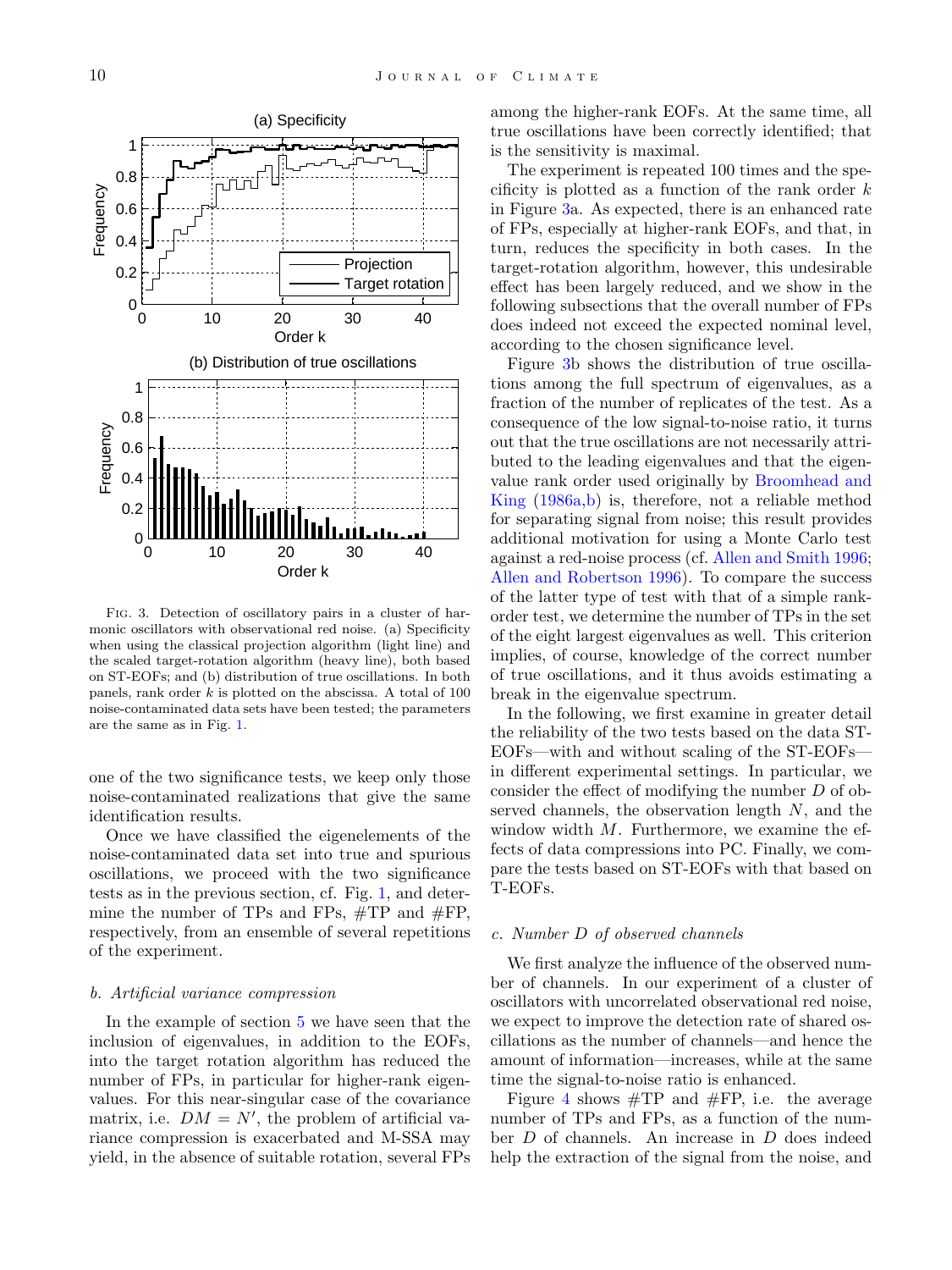Fig. 3. Detection of oscillatory pairs in a cluster of harmonic oscillators with observational red noise. (a) Specificity when using the classical projection algorithm (light line) and the scaled target-rotation algorithm (heavy line), both based on ST-EOFs; and (b) distribution of true oscillations. In both panels, rank order $k$ is plotted on the abscissa. A total of 100 noise-contaminated data sets have been tested; the parameters are the same as in Fig. 1.

one of the two significance tests, we keep only those noise-contaminated realizations that give the same identification results.

Once we have classified the eigenelements of the noise-contaminated data set into true and spurious oscillations, we proceed with the two significance tests as in the previous section, cf. Fig. 1, and determine the number of TPs and FPs, #TP and #FP, respectively, from an ensemble of several repetitions of the experiment.

### *b. Artificial variance compression*

In the example of section 5 we have seen that the inclusion of eigenvalues, in addition to the EOFs, into the target rotation algorithm has reduced the number of FPs, in particular for higher-rank eigenvalues. For this near-singular case of the covariance matrix, i.e. $DM = N'$, the problem of artificial variance compression is exacerbated and M-SSA may yield, in the absence of suitable rotation, several FPs among the higher-rank EOFs. At the same time, all true oscillations have been correctly identified; that is the sensitivity is maximal.

The experiment is repeated 100 times and the specificity is plotted as a function of the rank order $k$ in Figure 3a. As expected, there is an enhanced rate of FPs, especially at higher-rank EOFs, and that, in turn, reduces the specificity in both cases. In the target-rotation algorithm, however, this undesirable effect has been largely reduced, and we show in the following subsections that the overall number of FPs does indeed not exceed the expected nominal level, according to the chosen significance level.

Figure 3b shows the distribution of true oscillations among the full spectrum of eigenvalues, as a fraction of the number of replicates of the test. As a consequence of the low signal-to-noise ratio, it turns out that the true oscillations are not necessarily attributed to the leading eigenvalues and that the eigenvalue rank order used originally by Broomhead and King (1986a,b) is, therefore, not a reliable method for separating signal from noise; this result provides additional motivation for using a Monte Carlo test against a red-noise process (cf. Allen and Smith 1996; Allen and Robertson 1996). To compare the success of the latter type of test with that of a simple rank-order test, we determine the number of TPs in the set of the eight largest eigenvalues as well. This criterion implies, of course, knowledge of the correct number of true oscillations, and it thus avoids estimating a break in the eigenvalue spectrum.

In the following, we first examine in greater detail the reliability of the two tests based on the data ST-EOFs—with and without scaling of the ST-EOFs—in different experimental settings. In particular, we consider the effect of modifying the number $D$ of observed channels, the observation length $N$, and the window width $M$. Furthermore, we examine the effects of data compressions into PC. Finally, we compare the tests based on ST-EOFs with that based on T-EOFs.

### *c. Number D of observed channels*

We first analyze the influence of the observed number of channels. In our experiment of a cluster of oscillators with uncorrelated observational red noise, we expect to improve the detection rate of shared oscillations as the number of channels—and hence the amount of information—increases, while at the same time the signal-to-noise ratio is enhanced.

Figure 4 shows #TP and #FP, i.e. the average number of TPs and FPs, as a function of the number $D$ of channels. An increase in $D$ does indeed help the extraction of the signal from the noise, and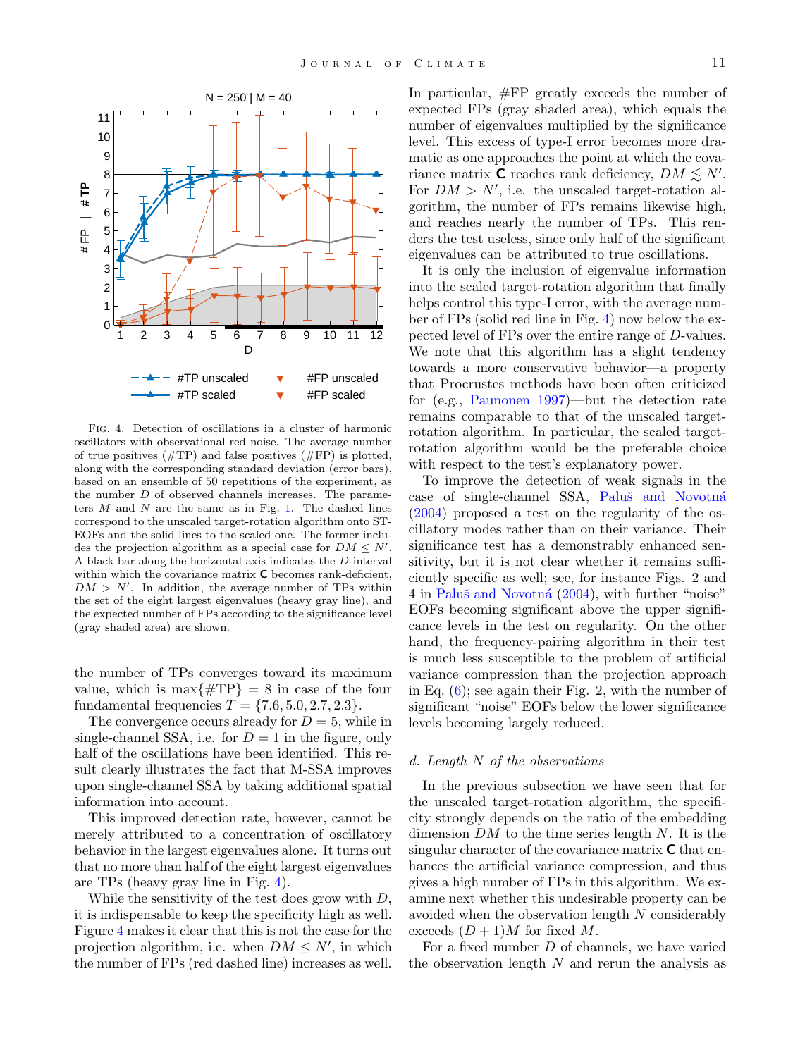Fig. 4. Detection of oscillations in a cluster of harmonic oscillators with observational red noise. The average number of true positives (#TP) and false positives (#FP) is plotted, along with the corresponding standard deviation (error bars), based on an ensemble of 50 repetitions of the experiment, as the number $D$ of observed channels increases. The parameters $M$ and $N$ are the same as in Fig. 1. The dashed lines correspond to the unscaled target-rotation algorithm onto ST-EOFs and the solid lines to the scaled one. The former includes the projection algorithm as a special case for $DM \leq N'$. A black bar along the horizontal axis indicates the $D$-interval within which the covariance matrix $\mathbf{C}$ becomes rank-deficient, $DM > N'$. In addition, the average number of TPs within the set of the eight largest eigenvalues (heavy gray line), and the expected number of FPs according to the significance level (gray shaded area) are shown.

the number of TPs converges toward its maximum value, which is $\max\{\#\mathrm{TP}\} = 8$ in case of the four fundamental frequencies $T = \{7.6, 5.0, 2.7, 2.3\}$.

The convergence occurs already for $D = 5$, while in single-channel SSA, i.e. for $D = 1$ in the figure, only half of the oscillations have been identified. This result clearly illustrates the fact that M-SSA improves upon single-channel SSA by taking additional spatial information into account.

This improved detection rate, however, cannot be merely attributed to a concentration of oscillatory behavior in the largest eigenvalues alone. It turns out that no more than half of the eight largest eigenvalues are TPs (heavy gray line in Fig. 4).

While the sensitivity of the test does grow with $D$, it is indispensable to keep the specificity high as well. Figure 4 makes it clear that this is not the case for the projection algorithm, i.e. when $DM \leq N'$, in which the number of FPs (red dashed line) increases as well. In particular, #FP greatly exceeds the number of expected FPs (gray shaded area), which equals the number of eigenvalues multiplied by the significance level. This excess of type-I error becomes more dramatic as one approaches the point at which the covariance matrix $\mathbf{C}$ reaches rank deficiency, $DM \lesssim N'$. For $DM > N'$, i.e. the unscaled target-rotation algorithm, the number of FPs remains likewise high, and reaches nearly the number of TPs. This renders the test useless, since only half of the significant eigenvalues can be attributed to true oscillations.

It is only the inclusion of eigenvalue information into the scaled target-rotation algorithm that finally helps control this type-I error, with the average number of FPs (solid red line in Fig. 4) now below the expected level of FPs over the entire range of $D$-values. We note that this algorithm has a slight tendency towards a more conservative behavior—a property that Procrustes methods have been often criticized for (e.g., Paunonen 1997)—but the detection rate remains comparable to that of the unscaled target-rotation algorithm. In particular, the scaled target-rotation algorithm would be the preferable choice with respect to the test's explanatory power.

To improve the detection of weak signals in the case of single-channel SSA, Paluš and Novotná (2004) proposed a test on the regularity of the oscillatory modes rather than on their variance. Their significance test has a demonstrably enhanced sensitivity, but it is not clear whether it remains sufficiently specific as well; see, for instance Figs. 2 and 4 in Paluš and Novotná (2004), with further "noise" EOFs becoming significant above the upper significance levels in the test on regularity. On the other hand, the frequency-pairing algorithm in their test is much less susceptible to the problem of artificial variance compression than the projection approach in Eq. (6); see again their Fig. 2, with the number of significant "noise" EOFs below the lower significance levels becoming largely reduced.

### *d. Length N of the observations*

In the previous subsection we have seen that for the unscaled target-rotation algorithm, the specificity strongly depends on the ratio of the embedding dimension $DM$ to the time series length $N$. It is the singular character of the covariance matrix $\mathbf{C}$ that enhances the artificial variance compression, and thus gives a high number of FPs in this algorithm. We examine next whether this undesirable property can be avoided when the observation length $N$ considerably exceeds $(D + 1)M$ for fixed $M$.

For a fixed number $D$ of channels, we have varied the observation length $N$ and rerun the analysis as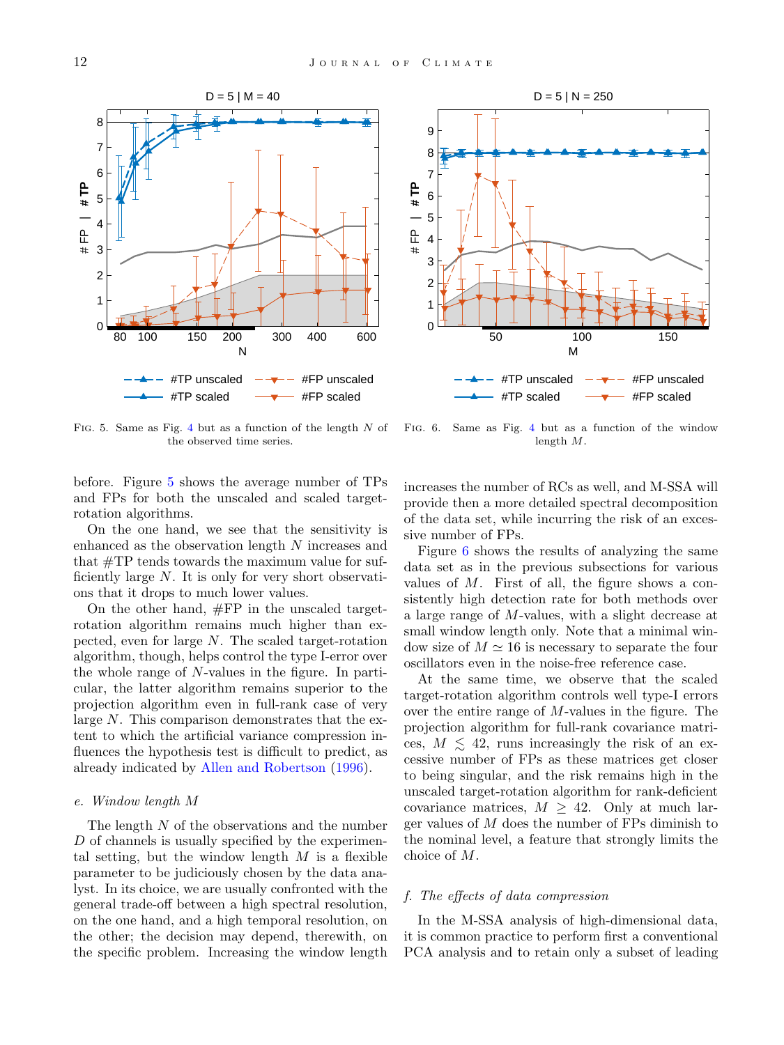Fig. 5. Same as Fig. 4 but as a function of the length $N$ of the observed time series.

Fig. 6. Same as Fig. 4 but as a function of the window length $M$.

before. Figure 5 shows the average number of TPs and FPs for both the unscaled and scaled target-rotation algorithms.

On the one hand, we see that the sensitivity is enhanced as the observation length $N$ increases and that #TP tends towards the maximum value for sufficiently large $N$. It is only for very short observations that it drops to much lower values.

On the other hand, #FP in the unscaled target-rotation algorithm remains much higher than expected, even for large $N$. The scaled target-rotation algorithm, though, helps control the type I-error over the whole range of $N$-values in the figure. In particular, the latter algorithm remains superior to the projection algorithm even in full-rank case of very large $N$. This comparison demonstrates that the extent to which the artificial variance compression influences the hypothesis test is difficult to predict, as already indicated by Allen and Robertson (1996).

### e. Window length $M$

The length $N$ of the observations and the number $D$ of channels is usually specified by the experimental setting, but the window length $M$ is a flexible parameter to be judiciously chosen by the data analyst. In its choice, we are usually confronted with the general trade-off between a high spectral resolution, on the one hand, and a high temporal resolution, on the other; the decision may depend, therewith, on the specific problem. Increasing the window length increases the number of RCs as well, and M-SSA will provide then a more detailed spectral decomposition of the data set, while incurring the risk of an excessive number of FPs.

Figure 6 shows the results of analyzing the same data set as in the previous subsections for various values of $M$. First of all, the figure shows a consistently high detection rate for both methods over a large range of $M$-values, with a slight decrease at small window length only. Note that a minimal window size of $M \simeq 16$ is necessary to separate the four oscillators even in the noise-free reference case.

At the same time, we observe that the scaled target-rotation algorithm controls well type-I errors over the entire range of $M$-values in the figure. The projection algorithm for full-rank covariance matrices, $M \lesssim 42$, runs increasingly the risk of an excessive number of FPs as these matrices get closer to being singular, and the risk remains high in the unscaled target-rotation algorithm for rank-deficient covariance matrices, $M \geq 42$. Only at much larger values of $M$ does the number of FPs diminish to the nominal level, a feature that strongly limits the choice of $M$.

### f. The effects of data compression

In the M-SSA analysis of high-dimensional data, it is common practice to perform first a conventional PCA analysis and to retain only a subset of leading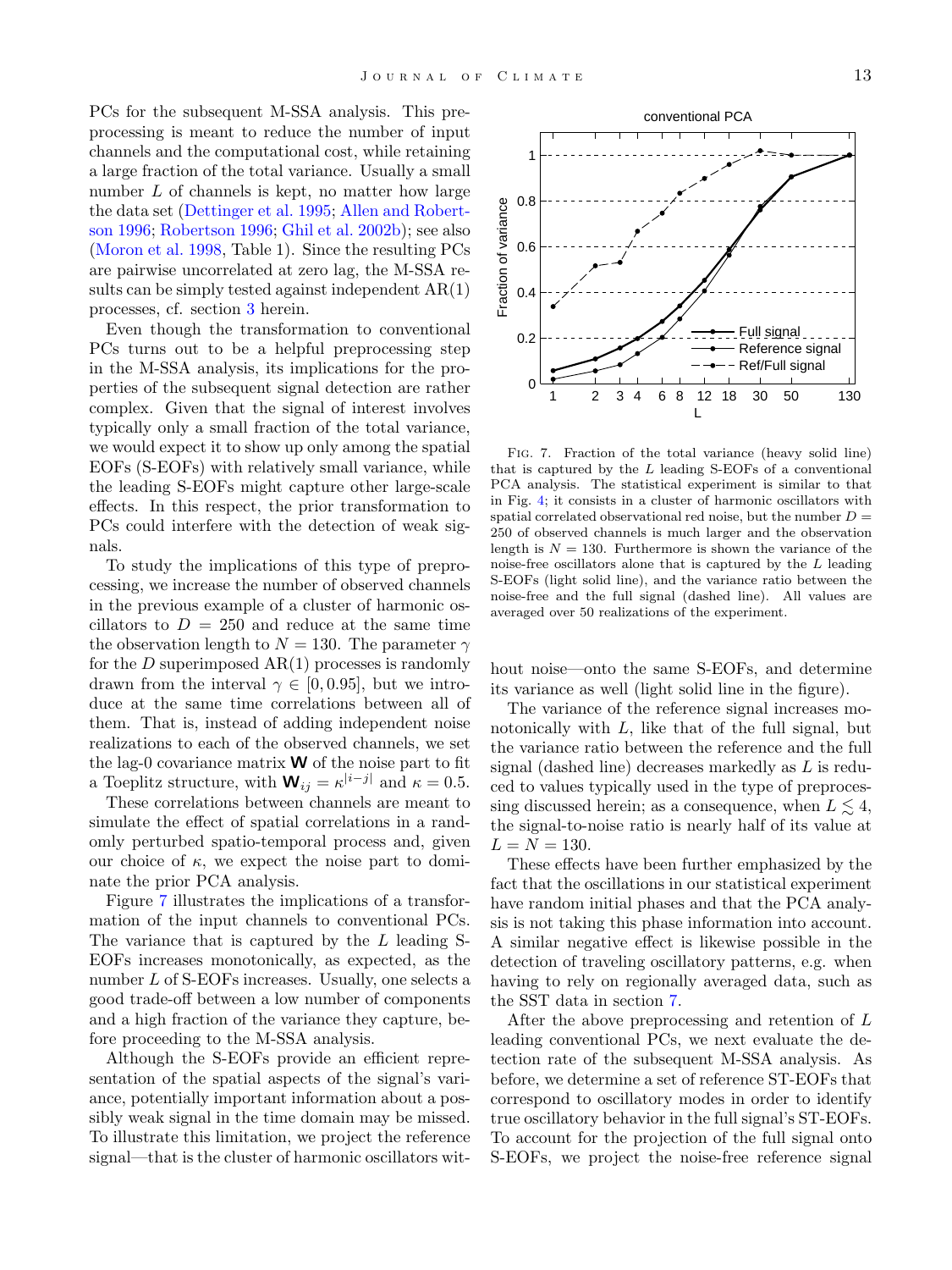PCs for the subsequent M-SSA analysis. This preprocessing is meant to reduce the number of input channels and the computational cost, while retaining a large fraction of the total variance. Usually a small number $L$ of channels is kept, no matter how large the data set (Dettinger et al. 1995; Allen and Robertson 1996; Robertson 1996; Ghil et al. 2002b); see also (Moron et al. 1998, Table 1). Since the resulting PCs are pairwise uncorrelated at zero lag, the M-SSA results can be simply tested against independent AR(1) processes, cf. section 3 herein.

Even though the transformation to conventional PCs turns out to be a helpful preprocessing step in the M-SSA analysis, its implications for the properties of the subsequent signal detection are rather complex. Given that the signal of interest involves typically only a small fraction of the total variance, we would expect it to show up only among the spatial EOFs (S-EOFs) with relatively small variance, while the leading S-EOFs might capture other large-scale effects. In this respect, the prior transformation to PCs could interfere with the detection of weak signals.

To study the implications of this type of preprocessing, we increase the number of observed channels in the previous example of a cluster of harmonic oscillators to $D = 250$ and reduce at the same time the observation length to $N = 130$. The parameter $\gamma$ for the $D$ superimposed AR(1) processes is randomly drawn from the interval $\gamma \in [0, 0.95]$, but we introduce at the same time correlations between all of them. That is, instead of adding independent noise realizations to each of the observed channels, we set the lag-0 covariance matrix $\mathbf{W}$ of the noise part to fit a Toeplitz structure, with $\mathbf{W}_{ij} = \kappa^{|i-j|}$ and $\kappa = 0.5$.

These correlations between channels are meant to simulate the effect of spatial correlations in a randomly perturbed spatio-temporal process and, given our choice of $\kappa$, we expect the noise part to dominate the prior PCA analysis.

Figure 7 illustrates the implications of a transformation of the input channels to conventional PCs. The variance that is captured by the $L$ leading S-EOFs increases monotonically, as expected, as the number $L$ of S-EOFs increases. Usually, one selects a good trade-off between a low number of components and a high fraction of the variance they capture, before proceeding to the M-SSA analysis.

Although the S-EOFs provide an efficient representation of the spatial aspects of the signal's variance, potentially important information about a possibly weak signal in the time domain may be missed. To illustrate this limitation, we project the reference signal—that is the cluster of harmonic oscillators without noise—onto the same S-EOFs, and determine its variance as well (light solid line in the figure).

Fig. 7. Fraction of the total variance (heavy solid line) that is captured by the $L$ leading S-EOFs of a conventional PCA analysis. The statistical experiment is similar to that in Fig. 4; it consists in a cluster of harmonic oscillators with spatial correlated observational red noise, but the number $D = 250$ of observed channels is much larger and the observation length is $N = 130$. Furthermore is shown the variance of the noise-free oscillators alone that is captured by the $L$ leading S-EOFs (light solid line), and the variance ratio between the noise-free and the full signal (dashed line). All values are averaged over 50 realizations of the experiment.

The variance of the reference signal increases monotonically with $L$, like that of the full signal, but the variance ratio between the reference and the full signal (dashed line) decreases markedly as $L$ is reduced to values typically used in the type of preprocessing discussed herein; as a consequence, when $L \lesssim 4$, the signal-to-noise ratio is nearly half of its value at $L = N = 130$.

These effects have been further emphasized by the fact that the oscillations in our statistical experiment have random initial phases and that the PCA analysis is not taking this phase information into account. A similar negative effect is likewise possible in the detection of traveling oscillatory patterns, e.g. when having to rely on regionally averaged data, such as the SST data in section 7.

After the above preprocessing and retention of $L$ leading conventional PCs, we next evaluate the detection rate of the subsequent M-SSA analysis. As before, we determine a set of reference ST-EOFs that correspond to oscillatory modes in order to identify true oscillatory behavior in the full signal's ST-EOFs. To account for the projection of the full signal onto S-EOFs, we project the noise-free reference signal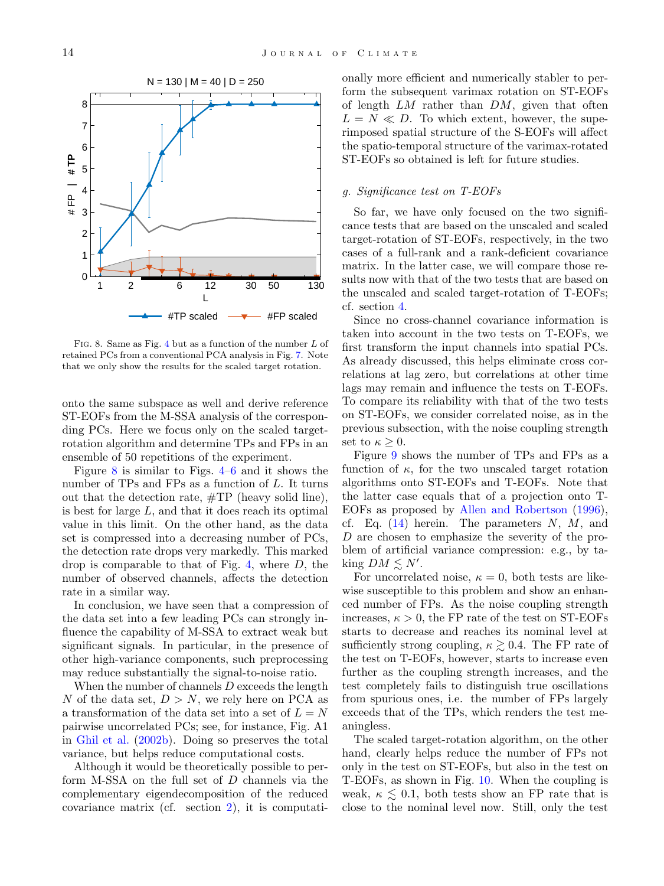Fig. 8. Same as Fig. 4 but as a function of the number $L$ of retained PCs from a conventional PCA analysis in Fig. 7. Note that we only show the results for the scaled target rotation.

onto the same subspace as well and derive reference ST-EOFs from the M-SSA analysis of the corresponding PCs. Here we focus only on the scaled target-rotation algorithm and determine TPs and FPs in an ensemble of 50 repetitions of the experiment.

Figure 8 is similar to Figs. 4–6 and it shows the number of TPs and FPs as a function of $L$. It turns out that the detection rate, #TP (heavy solid line), is best for large $L$, and that it does reach its optimal value in this limit. On the other hand, as the data set is compressed into a decreasing number of PCs, the detection rate drops very markedly. This marked drop is comparable to that of Fig. 4, where $D$, the number of observed channels, affects the detection rate in a similar way.

In conclusion, we have seen that a compression of the data set into a few leading PCs can strongly influence the capability of M-SSA to extract weak but significant signals. In particular, in the presence of other high-variance components, such preprocessing may reduce substantially the signal-to-noise ratio.

When the number of channels $D$ exceeds the length $N$ of the data set, $D > N$, we rely here on PCA as a transformation of the data set into a set of $L = N$ pairwise uncorrelated PCs; see, for instance, Fig. A1 in Ghil et al. (2002b). Doing so preserves the total variance, but helps reduce computational costs.

Although it would be theoretically possible to perform M-SSA on the full set of $D$ channels via the complementary eigendecomposition of the reduced covariance matrix (cf. section 2), it is computationally more efficient and numerically stabler to perform the subsequent varimax rotation on ST-EOFs of length $LM$ rather than $DM$, given that often $L = N \ll D$. To which extent, however, the superimposed spatial structure of the S-EOFs will affect the spatio-temporal structure of the varimax-rotated ST-EOFs so obtained is left for future studies.

### *g. Significance test on T-EOFs*

So far, we have only focused on the two significance tests that are based on the unscaled and scaled target-rotation of ST-EOFs, respectively, in the two cases of a full-rank and a rank-deficient covariance matrix. In the latter case, we will compare those results now with that of the two tests that are based on the unscaled and scaled target-rotation of T-EOFs; cf. section 4.

Since no cross-channel covariance information is taken into account in the two tests on T-EOFs, we first transform the input channels into spatial PCs. As already discussed, this helps eliminate cross correlations at lag zero, but correlations at other time lags may remain and influence the tests on T-EOFs. To compare its reliability with that of the two tests on ST-EOFs, we consider correlated noise, as in the previous subsection, with the noise coupling strength set to $\kappa \geq 0$.

Figure 9 shows the number of TPs and FPs as a function of $\kappa$, for the two unscaled target rotation algorithms onto ST-EOFs and T-EOFs. Note that the latter case equals that of a projection onto T-EOFs as proposed by Allen and Robertson (1996), cf. Eq. (14) herein. The parameters $N$, $M$, and $D$ are chosen to emphasize the severity of the problem of artificial variance compression: e.g., by taking $DM \lesssim N'$.

For uncorrelated noise, $\kappa = 0$, both tests are likewise susceptible to this problem and show an enhanced number of FPs. As the noise coupling strength increases, $\kappa > 0$, the FP rate of the test on ST-EOFs starts to decrease and reaches its nominal level at sufficiently strong coupling, $\kappa \gtrsim 0.4$. The FP rate of the test on T-EOFs, however, starts to increase even further as the coupling strength increases, and the test completely fails to distinguish true oscillations from spurious ones, i.e. the number of FPs largely exceeds that of the TPs, which renders the test meaningless.

The scaled target-rotation algorithm, on the other hand, clearly helps reduce the number of FPs not only in the test on ST-EOFs, but also in the test on T-EOFs, as shown in Fig. 10. When the coupling is weak, $\kappa \lesssim 0.1$, both tests show an FP rate that is close to the nominal level now. Still, only the test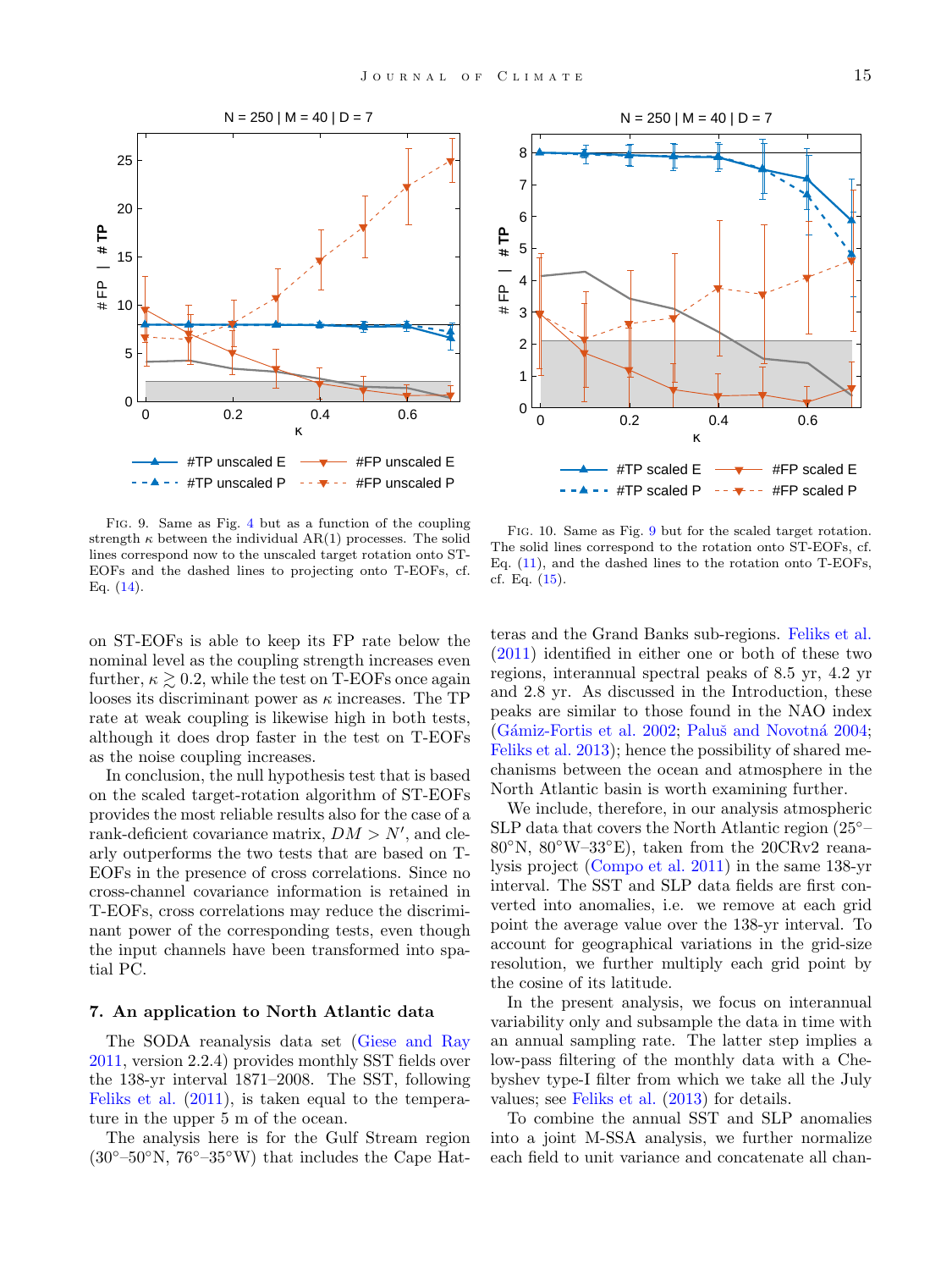FIG. 9. Same as Fig. 4 but as a function of the coupling strength $\kappa$ between the individual AR(1) processes. The solid lines correspond now to the unscaled target rotation onto ST-EOFs and the dashed lines to projecting onto T-EOFs, cf. Eq. (14).

FIG. 10. Same as Fig. 9 but for the scaled target rotation. The solid lines correspond to the rotation onto ST-EOFs, cf. Eq. (11), and the dashed lines to the rotation onto T-EOFs, cf. Eq. (15).

on ST-EOFs is able to keep its FP rate below the nominal level as the coupling strength increases even further, $\kappa \gtrsim 0.2$, while the test on T-EOFs once again looses its discriminant power as $\kappa$ increases. The TP rate at weak coupling is likewise high in both tests, although it does drop faster in the test on T-EOFs as the noise coupling increases.

In conclusion, the null hypothesis test that is based on the scaled target-rotation algorithm of ST-EOFs provides the most reliable results also for the case of a rank-deficient covariance matrix, $DM > N'$, and clearly outperforms the two tests that are based on T-EOFs in the presence of cross correlations. Since no cross-channel covariance information is retained in T-EOFs, cross correlations may reduce the discriminant power of the corresponding tests, even though the input channels have been transformed into spatial PC.

## 7. An application to North Atlantic data

The SODA reanalysis data set (Giese and Ray 2011, version 2.2.4) provides monthly SST fields over the 138-yr interval 1871–2008. The SST, following Feliks et al. (2011), is taken equal to the temperature in the upper 5 m of the ocean.

The analysis here is for the Gulf Stream region (30°–50°N, 76°–35°W) that includes the Cape Hatteras and the Grand Banks sub-regions. Feliks et al. (2011) identified in either one or both of these two regions, interannual spectral peaks of 8.5 yr, 4.2 yr and 2.8 yr. As discussed in the Introduction, these peaks are similar to those found in the NAO index (Gámiz-Fortis et al. 2002; Paluš and Novotná 2004; Feliks et al. 2013); hence the possibility of shared mechanisms between the ocean and atmosphere in the North Atlantic basin is worth examining further.

We include, therefore, in our analysis atmospheric SLP data that covers the North Atlantic region (25°–80°N, 80°W–33°E), taken from the 20CRv2 reanalysis project (Compo et al. 2011) in the same 138-yr interval. The SST and SLP data fields are first converted into anomalies, i.e. we remove at each grid point the average value over the 138-yr interval. To account for geographical variations in the grid-size resolution, we further multiply each grid point by the cosine of its latitude.

In the present analysis, we focus on interannual variability only and subsample the data in time with an annual sampling rate. The latter step implies a low-pass filtering of the monthly data with a Chebyshev type-I filter from which we take all the July values; see Feliks et al. (2013) for details.

To combine the annual SST and SLP anomalies into a joint M-SSA analysis, we further normalize each field to unit variance and concatenate all chan-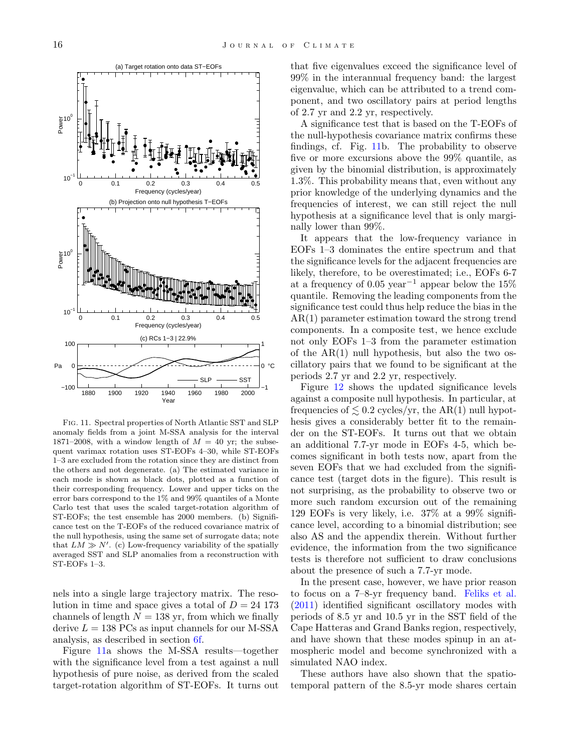Fig. 11. Spectral properties of North Atlantic SST and SLP anomaly fields from a joint M-SSA analysis for the interval 1871–2008, with a window length of $M = 40$ yr; the subsequent varimax rotation uses ST-EOFs 4–30, while ST-EOFs 1–3 are excluded from the rotation since they are distinct from the others and not degenerate. (a) The estimated variance in each mode is shown as black dots, plotted as a function of their corresponding frequency. Lower and upper ticks on the error bars correspond to the 1% and 99% quantiles of a Monte Carlo test that uses the scaled target-rotation algorithm of ST-EOFs; the test ensemble has 2000 members. (b) Significance test on the T-EOFs of the reduced covariance matrix of the null hypothesis, using the same set of surrogate data; note that $LM \gg N'$. (c) Low-frequency variability of the spatially averaged SST and SLP anomalies from a reconstruction with ST-EOFs 1–3.

nels into a single large trajectory matrix. The resolution in time and space gives a total of $D = 24\ 173$ channels of length $N = 138$ yr, from which we finally derive $L = 138$ PCs as input channels for our M-SSA analysis, as described in section 6f.

Figure 11a shows the M-SSA results—together with the significance level from a test against a null hypothesis of pure noise, as derived from the scaled target-rotation algorithm of ST-EOFs. It turns out that five eigenvalues exceed the significance level of 99% in the interannual frequency band: the largest eigenvalue, which can be attributed to a trend component, and two oscillatory pairs at period lengths of 2.7 yr and 2.2 yr, respectively.

A significance test that is based on the T-EOFs of the null-hypothesis covariance matrix confirms these findings, cf. Fig. 11b. The probability to observe five or more excursions above the 99% quantile, as given by the binomial distribution, is approximately 1.3%. This probability means that, even without any prior knowledge of the underlying dynamics and the frequencies of interest, we can still reject the null hypothesis at a significance level that is only marginally lower than 99%.

It appears that the low-frequency variance in EOFs 1–3 dominates the entire spectrum and that the significance levels for the adjacent frequencies are likely, therefore, to be overestimated; i.e., EOFs 6-7 at a frequency of 0.05 year$^{-1}$ appear below the 15% quantile. Removing the leading components from the significance test could thus help reduce the bias in the AR(1) parameter estimation toward the strong trend components. In a composite test, we hence exclude not only EOFs 1–3 from the parameter estimation of the AR(1) null hypothesis, but also the two oscillatory pairs that we found to be significant at the periods 2.7 yr and 2.2 yr, respectively.

Figure 12 shows the updated significance levels against a composite null hypothesis. In particular, at frequencies of $\lesssim 0.2$ cycles/yr, the AR(1) null hypothesis gives a considerably better fit to the remainder on the ST-EOFs. It turns out that we obtain an additional 7.7-yr mode in EOFs 4-5, which becomes significant in both tests now, apart from the seven EOFs that we had excluded from the significance test (target dots in the figure). This result is not surprising, as the probability to observe two or more such random excursion out of the remaining 129 EOFs is very likely, i.e. 37% at a 99% significance level, according to a binomial distribution; see also AS and the appendix therein. Without further evidence, the information from the two significance tests is therefore not sufficient to draw conclusions about the presence of such a 7.7-yr mode.

In the present case, however, we have prior reason to focus on a 7–8-yr frequency band. Feliks et al. (2011) identified significant oscillatory modes with periods of 8.5 yr and 10.5 yr in the SST field of the Cape Hatteras and Grand Banks region, respectively, and have shown that these modes spinup in an atmospheric model and become synchronized with a simulated NAO index.

These authors have also shown that the spatio-temporal pattern of the 8.5-yr mode shares certain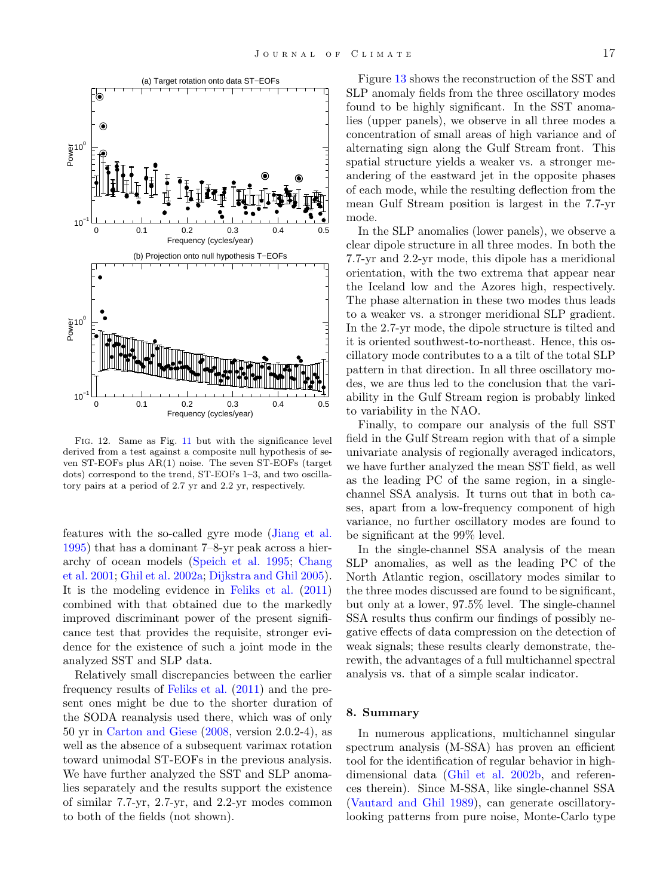FIG. 12. Same as Fig. 11 but with the significance level derived from a test against a composite null hypothesis of seven ST-EOFs plus AR(1) noise. The seven ST-EOFs (target dots) correspond to the trend, ST-EOFs 1–3, and two oscillatory pairs at a period of 2.7 yr and 2.2 yr, respectively.

features with the so-called gyre mode (Jiang et al. 1995) that has a dominant 7–8-yr peak across a hierarchy of ocean models (Speich et al. 1995; Chang et al. 2001; Ghil et al. 2002a; Dijkstra and Ghil 2005). It is the modeling evidence in Feliks et al. (2011) combined with that obtained due to the markedly improved discriminant power of the present significance test that provides the requisite, stronger evidence for the existence of such a joint mode in the analyzed SST and SLP data.

Relatively small discrepancies between the earlier frequency results of Feliks et al. (2011) and the present ones might be due to the shorter duration of the SODA reanalysis used there, which was of only 50 yr in Carton and Giese (2008, version 2.0.2-4), as well as the absence of a subsequent varimax rotation toward unimodal ST-EOFs in the previous analysis. We have further analyzed the SST and SLP anomalies separately and the results support the existence of similar 7.7-yr, 2.7-yr, and 2.2-yr modes common to both of the fields (not shown).

Figure 13 shows the reconstruction of the SST and SLP anomaly fields from the three oscillatory modes found to be highly significant. In the SST anomalies (upper panels), we observe in all three modes a concentration of small areas of high variance and of alternating sign along the Gulf Stream front. This spatial structure yields a weaker vs. a stronger meandering of the eastward jet in the opposite phases of each mode, while the resulting deflection from the mean Gulf Stream position is largest in the 7.7-yr mode.

In the SLP anomalies (lower panels), we observe a clear dipole structure in all three modes. In both the 7.7-yr and 2.2-yr mode, this dipole has a meridional orientation, with the two extrema that appear near the Iceland low and the Azores high, respectively. The phase alternation in these two modes thus leads to a weaker vs. a stronger meridional SLP gradient. In the 2.7-yr mode, the dipole structure is tilted and it is oriented southwest-to-northeast. Hence, this oscillatory mode contributes to a a tilt of the total SLP pattern in that direction. In all three oscillatory modes, we are thus led to the conclusion that the variability in the Gulf Stream region is probably linked to variability in the NAO.

Finally, to compare our analysis of the full SST field in the Gulf Stream region with that of a simple univariate analysis of regionally averaged indicators, we have further analyzed the mean SST field, as well as the leading PC of the same region, in a single-channel SSA analysis. It turns out that in both cases, apart from a low-frequency component of high variance, no further oscillatory modes are found to be significant at the 99% level.

In the single-channel SSA analysis of the mean SLP anomalies, as well as the leading PC of the North Atlantic region, oscillatory modes similar to the three modes discussed are found to be significant, but only at a lower, 97.5% level. The single-channel SSA results thus confirm our findings of possibly negative effects of data compression on the detection of weak signals; these results clearly demonstrate, therewith, the advantages of a full multichannel spectral analysis vs. that of a simple scalar indicator.

## 8. Summary

In numerous applications, multichannel singular spectrum analysis (M-SSA) has proven an efficient tool for the identification of regular behavior in high-dimensional data (Ghil et al. 2002b, and references therein). Since M-SSA, like single-channel SSA (Vautard and Ghil 1989), can generate oscillatory-looking patterns from pure noise, Monte-Carlo type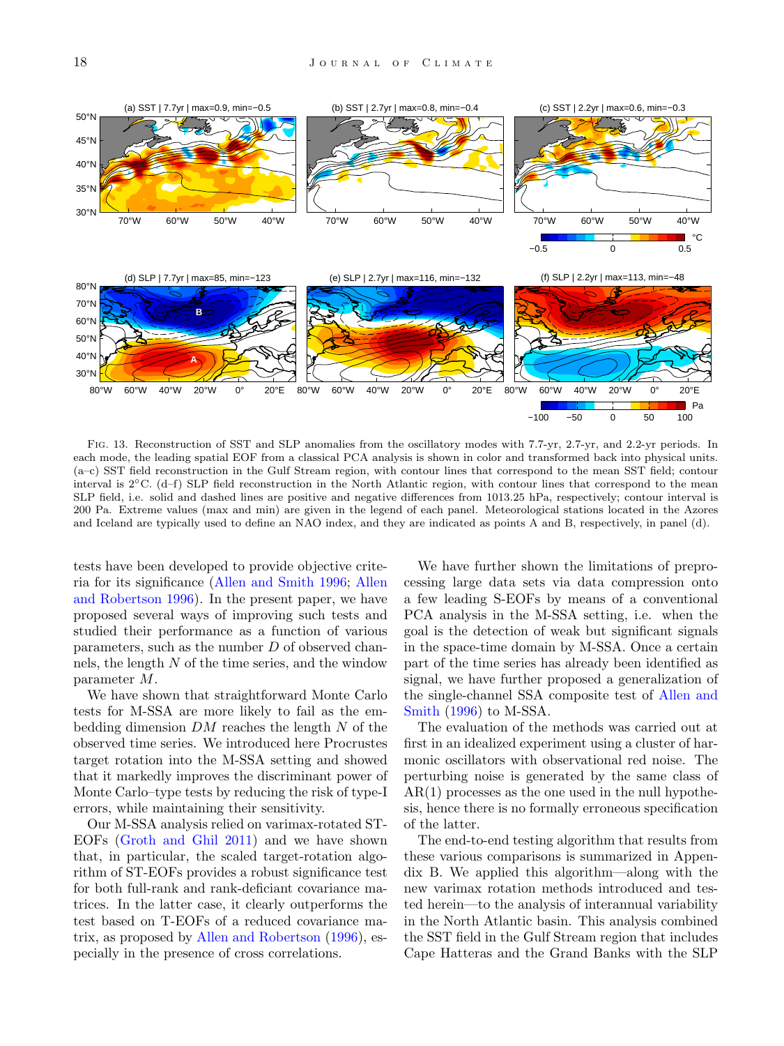FIG. 13. Reconstruction of SST and SLP anomalies from the oscillatory modes with 7.7-yr, 2.7-yr, and 2.2-yr periods. In each mode, the leading spatial EOF from a classical PCA analysis is shown in color and transformed back into physical units. (a–c) SST field reconstruction in the Gulf Stream region, with contour lines that correspond to the mean SST field; contour interval is 2°C. (d–f) SLP field reconstruction in the North Atlantic region, with contour lines that correspond to the mean SLP field, i.e. solid and dashed lines are positive and negative differences from 1013.25 hPa, respectively; contour interval is 200 Pa. Extreme values (max and min) are given in the legend of each panel. Meteorological stations located in the Azores and Iceland are typically used to define an NAO index, and they are indicated as points A and B, respectively, in panel (d).

tests have been developed to provide objective criteria for its significance (Allen and Smith 1996; Allen and Robertson 1996). In the present paper, we have proposed several ways of improving such tests and studied their performance as a function of various parameters, such as the number $D$ of observed channels, the length $N$ of the time series, and the window parameter $M$.

We have shown that straightforward Monte Carlo tests for M-SSA are more likely to fail as the embedding dimension $DM$ reaches the length $N$ of the observed time series. We introduced here Procrustes target rotation into the M-SSA setting and showed that it markedly improves the discriminant power of Monte Carlo–type tests by reducing the risk of type-I errors, while maintaining their sensitivity.

Our M-SSA analysis relied on varimax-rotated ST-EOFs (Groth and Ghil 2011) and we have shown that, in particular, the scaled target-rotation algorithm of ST-EOFs provides a robust significance test for both full-rank and rank-deficiant covariance matrices. In the latter case, it clearly outperforms the test based on T-EOFs of a reduced covariance matrix, as proposed by Allen and Robertson (1996), especially in the presence of cross correlations.

We have further shown the limitations of preprocessing large data sets via data compression onto a few leading S-EOFs by means of a conventional PCA analysis in the M-SSA setting, i.e. when the goal is the detection of weak but significant signals in the space-time domain by M-SSA. Once a certain part of the time series has already been identified as signal, we have further proposed a generalization of the single-channel SSA composite test of Allen and Smith (1996) to M-SSA.

The evaluation of the methods was carried out at first in an idealized experiment using a cluster of harmonic oscillators with observational red noise. The perturbing noise is generated by the same class of AR(1) processes as the one used in the null hypothesis, hence there is no formally erroneous specification of the latter.

The end-to-end testing algorithm that results from these various comparisons is summarized in Appendix B. We applied this algorithm—along with the new varimax rotation methods introduced and tested herein—to the analysis of interannual variability in the North Atlantic basin. This analysis combined the SST field in the Gulf Stream region that includes Cape Hatteras and the Grand Banks with the SLP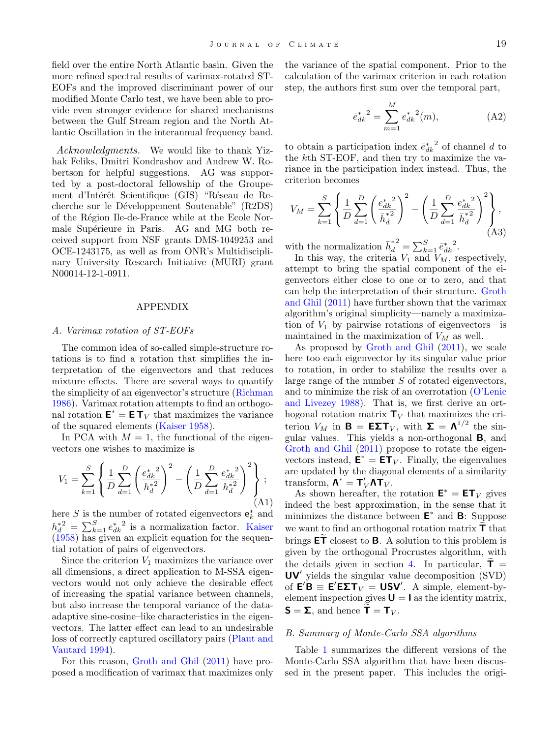field over the entire North Atlantic basin. Given the more refined spectral results of varimax-rotated ST-EOFs and the improved discriminant power of our modified Monte Carlo test, we have been able to provide even stronger evidence for shared mechanisms between the Gulf Stream region and the North Atlantic Oscillation in the interannual frequency band.

*Acknowledgments.* We would like to thank Yizhak Feliks, Dmitri Kondrashov and Andrew W. Robertson for helpful suggestions. AG was supported by a post-doctoral fellowship of the Groupement d'Intérêt Scientifique (GIS) "Réseau de Recherche sur le Développement Soutenable" (R2DS) of the Région Ile-de-France while at the Ecole Normale Supérieure in Paris. AG and MG both received support from NSF grants DMS-1049253 and OCE-1243175, as well as from ONR's Multidisciplinary University Research Initiative (MURI) grant N00014-12-1-0911.

## APPENDIX

### A. Varimax rotation of ST-EOFs

The common idea of so-called simple-structure rotations is to find a rotation that simplifies the interpretation of the eigenvectors and that reduces mixture effects. There are several ways to quantify the simplicity of an eigenvector's structure (Richman 1986). Varimax rotation attempts to find an orthogonal rotation $\mathbf{E}^* = \mathbf{E}\,\mathbf{T}_V$ that maximizes the variance of the squared elements (Kaiser 1958).

In PCA with $M = 1$, the functional of the eigenvectors one wishes to maximize is

$$V_1 = \sum_{k=1}^{S} \left\{ \frac{1}{D} \sum_{d=1}^{D} \left( \frac{{e^*_{dk}}^2}{{h^*_d}^2} \right)^2 - \left( \frac{1}{D} \sum_{d=1}^{D} \frac{{e^*_{dk}}^2}{{h^*_d}^2} \right)^2 \right\}; \tag{A1}$$

here $S$ is the number of rotated eigenvectors $\mathbf{e}^*_k$ and ${h^*_d}^2 = \sum_{k=1}^{S} {e^*_{dk}}^2$ is a normalization factor. Kaiser (1958) has given an explicit equation for the sequential rotation of pairs of eigenvectors.

Since the criterion $V_1$ maximizes the variance over all dimensions, a direct application to M-SSA eigenvectors would not only achieve the desirable effect of increasing the spatial variance between channels, but also increase the temporal variance of the data-adaptive sine-cosine–like characteristics in the eigenvectors. The latter effect can lead to an undesirable loss of correctly captured oscillatory pairs (Plaut and Vautard 1994).

For this reason, Groth and Ghil (2011) have proposed a modification of varimax that maximizes only the variance of the spatial component. Prior to the calculation of the varimax criterion in each rotation step, the authors first sum over the temporal part,

$${\bar{e}^*_{dk}}{}^2 = \sum_{m=1}^{M} {e^*_{dk}}^2(m), \tag{A2}$$

to obtain a participation index ${\bar{e}^*_{dk}}{}^2$ of channel $d$ to the $k$th ST-EOF, and then try to maximize the variance in the participation index instead. Thus, the criterion becomes

$$V_M = \sum_{k=1}^{S} \left\{ \frac{1}{D} \sum_{d=1}^{D} \left( \frac{{\bar{e}^*_{dk}}{}^2}{{\bar{h}^*_d}{}^2} \right)^2 - \left( \frac{1}{D} \sum_{d=1}^{D} \frac{{\bar{e}^*_{dk}}{}^2}{{\bar{h}^*_d}{}^2} \right)^2 \right\}, \tag{A3}$$

with the normalization ${\bar{h}^*_d}{}^2 = \sum_{k=1}^{S} {\bar{e}^*_{dk}}{}^2$.

In this way, the criteria $V_1$ and $V_M$, respectively, attempt to bring the spatial component of the eigenvectors either close to one or to zero, and that can help the interpretation of their structure. Groth and Ghil (2011) have further shown that the varimax algorithm's original simplicity—namely a maximization of $V_1$ by pairwise rotations of eigenvectors—is maintained in the maximization of $V_M$ as well.

As proposed by Groth and Ghil (2011), we scale here too each eigenvector by its singular value prior to rotation, in order to stabilize the results over a large range of the number $S$ of rotated eigenvectors, and to minimize the risk of an overrotation (O'Lenic and Livezey 1988). That is, we first derive an orthogonal rotation matrix $\mathbf{T}_V$ that maximizes the criterion $V_M$ in $\mathbf{B} = \mathbf{E}\boldsymbol{\Sigma}\mathbf{T}_V$, with $\boldsymbol{\Sigma} = \boldsymbol{\Lambda}^{1/2}$ the singular values. This yields a non-orthogonal $\mathbf{B}$, and Groth and Ghil (2011) propose to rotate the eigenvectors instead, $\mathbf{E}^* = \mathbf{E}\mathbf{T}_V$. Finally, the eigenvalues are updated by the diagonal elements of a similarity transform, $\boldsymbol{\Lambda}^* = \mathbf{T}_V'\boldsymbol{\Lambda}\mathbf{T}_V$.

As shown hereafter, the rotation $\mathbf{E}^* = \mathbf{E}\mathbf{T}_V$ gives indeed the best approximation, in the sense that it minimizes the distance between $\mathbf{E}^*$ and $\mathbf{B}$: Suppose we want to find an orthogonal rotation matrix $\widetilde{\mathbf{T}}$ that brings $\mathbf{E}\widetilde{\mathbf{T}}$ closest to $\mathbf{B}$. A solution to this problem is given by the orthogonal Procrustes algorithm, with the details given in section 4. In particular, $\widetilde{\mathbf{T}} = \mathbf{U}\mathbf{V}'$ yields the singular value decomposition (SVD) of $\mathbf{E}'\mathbf{B} \equiv \mathbf{E}'\mathbf{E}\boldsymbol{\Sigma}\mathbf{T}_V = \mathbf{U}\mathbf{S}\mathbf{V}'$. A simple, element-by-element inspection gives $\mathbf{U} = \mathbf{I}$ as the identity matrix, $\mathbf{S} = \boldsymbol{\Sigma}$, and hence $\widetilde{\mathbf{T}} = \mathbf{T}_V$.

### B. Summary of Monte-Carlo SSA algorithms

Table 1 summarizes the different versions of the Monte-Carlo SSA algorithm that have been discussed in the present paper. This includes the origi-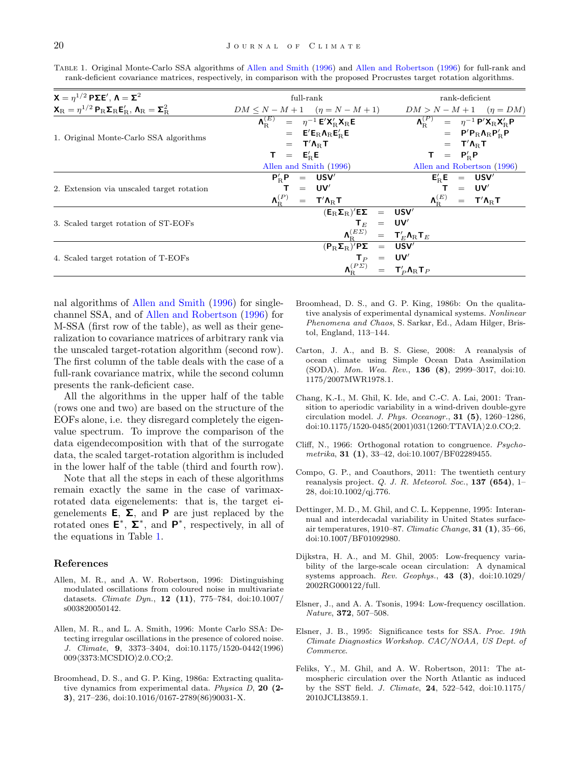Table 1. Original Monte-Carlo SSA algorithms of Allen and Smith (1996) and Allen and Robertson (1996) for full-rank and rank-deficient covariance matrices, respectively, in comparison with the proposed Procrustes target rotation algorithms.

| $\mathbf{X} = \eta^{1/2}\,\mathbf{P}\mathbf{\Sigma}\mathbf{E}'$, $\mathbf{\Lambda} = \mathbf{\Sigma}^2$ <br> $\mathbf{X}_{\mathrm{R}} = \eta^{1/2}\,\mathbf{P}_{\mathrm{R}}\mathbf{\Sigma}_{\mathrm{R}}\mathbf{E}_{\mathrm{R}}'$, $\mathbf{\Lambda}_{\mathrm{R}} = \mathbf{\Sigma}_{\mathrm{R}}^2$ | full-rank <br> $DM \leq N-M+1 \quad (\eta = N-M+1)$ | rank-deficient <br> $DM > N-M+1 \quad (\eta = DM)$ |
|---|---|---|
| 1. Original Monte-Carlo SSA algorithms | $\mathbf{\Lambda}_{\mathrm{R}}^{(E)} = \eta^{-1}\,\mathbf{E}'\mathbf{X}_{\mathrm{R}}'\mathbf{X}_{\mathrm{R}}\mathbf{E} = \mathbf{E}'\mathbf{E}_{\mathrm{R}}\mathbf{\Lambda}_{\mathrm{R}}\mathbf{E}_{\mathrm{R}}'\mathbf{E} = \mathbf{T}'\mathbf{\Lambda}_{\mathrm{R}}\mathbf{T}$ <br> $\mathbf{T} = \mathbf{E}_{\mathrm{R}}'\mathbf{E}$ <br> Allen and Smith (1996) | $\mathbf{\Lambda}_{\mathrm{R}}^{(P)} = \eta^{-1}\,\mathbf{P}'\mathbf{X}_{\mathrm{R}}\mathbf{X}_{\mathrm{R}}'\mathbf{P} = \mathbf{P}'\mathbf{P}_{\mathrm{R}}\mathbf{\Lambda}_{\mathrm{R}}\mathbf{P}_{\mathrm{R}}'\mathbf{P} = \mathbf{T}'\mathbf{\Lambda}_{\mathrm{R}}\mathbf{T}$ <br> $\mathbf{T} = \mathbf{P}_{\mathrm{R}}'\mathbf{P}$ <br> Allen and Robertson (1996) |
| 2. Extension via unscaled target rotation | $\mathbf{P}_{\mathrm{R}}'\mathbf{P} = \mathbf{U}\mathbf{S}\mathbf{V}'$ <br> $\mathbf{T} = \mathbf{U}\mathbf{V}'$ <br> $\mathbf{\Lambda}_{\mathrm{R}}^{(P)} = \mathbf{T}'\mathbf{\Lambda}_{\mathrm{R}}\mathbf{T}$ | $\mathbf{E}_{\mathrm{R}}'\mathbf{E} = \mathbf{U}\mathbf{S}\mathbf{V}'$ <br> $\mathbf{T} = \mathbf{U}\mathbf{V}'$ <br> $\mathbf{\Lambda}_{\mathrm{R}}^{(E)} = \mathbf{T}'\mathbf{\Lambda}_{\mathrm{R}}\mathbf{T}$ |
| 3. Scaled target rotation of ST-EOFs | $(\mathbf{E}_{\mathrm{R}}\mathbf{\Sigma}_{\mathrm{R}})'\mathbf{E}\mathbf{\Sigma} = \mathbf{U}\mathbf{S}\mathbf{V}'$ <br> $\mathbf{T}_E = \mathbf{U}\mathbf{V}'$ <br> $\mathbf{\Lambda}_{\mathrm{R}}^{(E\Sigma)} = \mathbf{T}_E'\mathbf{\Lambda}_{\mathrm{R}}\mathbf{T}_E$ | |
| 4. Scaled target rotation of T-EOFs | $(\mathbf{P}_{\mathrm{R}}\mathbf{\Sigma}_{\mathrm{R}})'\mathbf{P}\mathbf{\Sigma} = \mathbf{U}\mathbf{S}\mathbf{V}'$ <br> $\mathbf{T}_P = \mathbf{U}\mathbf{V}'$ <br> $\mathbf{\Lambda}_{\mathrm{R}}^{(P\Sigma)} = \mathbf{T}_P'\mathbf{\Lambda}_{\mathrm{R}}\mathbf{T}_P$ | |

nal algorithms of Allen and Smith (1996) for single-channel SSA, and of Allen and Robertson (1996) for M-SSA (first row of the table), as well as their generalization to covariance matrices of arbitrary rank via the unscaled target-rotation algorithm (second row). The first column of the table deals with the case of a full-rank covariance matrix, while the second column presents the rank-deficient case.

All the algorithms in the upper half of the table (rows one and two) are based on the structure of the EOFs alone, i.e. they disregard completely the eigenvalue spectrum. To improve the comparison of the data eigendecomposition with that of the surrogate data, the scaled target-rotation algorithm is included in the lower half of the table (third and fourth row).

Note that all the steps in each of these algorithms remain exactly the same in the case of varimax-rotated data eigenelements: that is, the target eigenelements $\mathbf{E}$, $\mathbf{\Sigma}$, and $\mathbf{P}$ are just replaced by the rotated ones $\mathbf{E}^*$, $\mathbf{\Sigma}^*$, and $\mathbf{P}^*$, respectively, in all of the equations in Table 1.

## References

Allen, M. R., and A. W. Robertson, 1996: Distinguishing modulated oscillations from coloured noise in multivariate datasets. *Climate Dyn.*, **12 (11)**, 775–784, doi:10.1007/s003820050142.

Allen, M. R., and L. A. Smith, 1996: Monte Carlo SSA: Detecting irregular oscillations in the presence of colored noise. *J. Climate*, **9**, 3373–3404, doi:10.1175/1520-0442(1996)009⟨3373:MCSDIO⟩2.0.CO;2.

Broomhead, D. S., and G. P. King, 1986a: Extracting qualitative dynamics from experimental data. *Physica D*, **20 (2-3)**, 217–236, doi:10.1016/0167-2789(86)90031-X.

Broomhead, D. S., and G. P. King, 1986b: On the qualitative analysis of experimental dynamical systems. *Nonlinear Phenomena and Chaos*, S. Sarkar, Ed., Adam Hilger, Bristol, England, 113–144.

Carton, J. A., and B. S. Giese, 2008: A reanalysis of ocean climate using Simple Ocean Data Assimilation (SODA). *Mon. Wea. Rev.*, **136 (8)**, 2999–3017, doi:10.1175/2007MWR1978.1.

Chang, K.-I., M. Ghil, K. Ide, and C.-C. A. Lai, 2001: Transition to aperiodic variability in a wind-driven double-gyre circulation model. *J. Phys. Oceanogr.*, **31 (5)**, 1260–1286, doi:10.1175/1520-0485(2001)031⟨1260:TTAVIA⟩2.0.CO;2.

Cliff, N., 1966: Orthogonal rotation to congruence. *Psychometrika*, **31 (1)**, 33–42, doi:10.1007/BF02289455.

Compo, G. P., and Coauthors, 2011: The twentieth century reanalysis project. *Q. J. R. Meteorol. Soc.*, **137 (654)**, 1–28, doi:10.1002/qj.776.

Dettinger, M. D., M. Ghil, and C. L. Keppenne, 1995: Interannual and interdecadal variability in United States surface-air temperatures, 1910–87. *Climatic Change*, **31 (1)**, 35–66, doi:10.1007/BF01092980.

Dijkstra, H. A., and M. Ghil, 2005: Low-frequency variability of the large-scale ocean circulation: A dynamical systems approach. *Rev. Geophys.*, **43 (3)**, doi:10.1029/2002RG000122/full.

Elsner, J., and A. A. Tsonis, 1994: Low-frequency oscillation. *Nature*, **372**, 507–508.

Elsner, J. B., 1995: Significance tests for SSA. *Proc. 19th Climate Diagnostics Workshop. CAC/NOAA, US Dept. of Commerce*.

Feliks, Y., M. Ghil, and A. W. Robertson, 2011: The atmospheric circulation over the North Atlantic as induced by the SST field. *J. Climate*, **24**, 522–542, doi:10.1175/2010JCLI3859.1.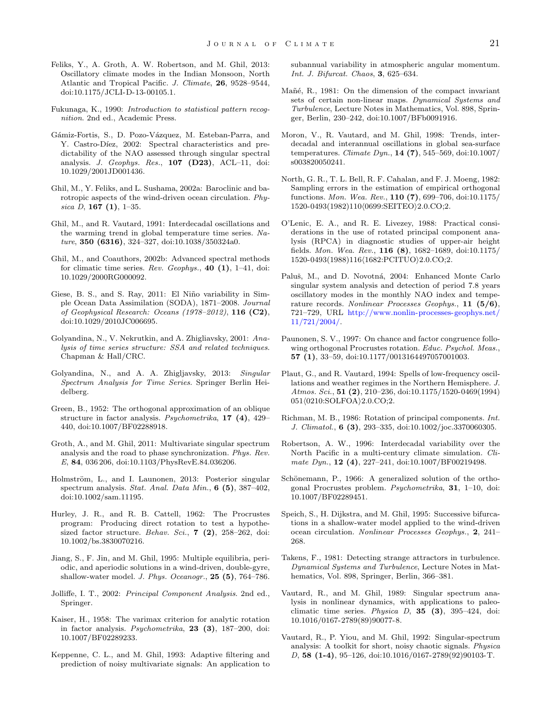Feliks, Y., A. Groth, A. W. Robertson, and M. Ghil, 2013: Oscillatory climate modes in the Indian Monsoon, North Atlantic and Tropical Pacific. *J. Climate*, **26**, 9528–9544, doi:10.1175/JCLI-D-13-00105.1.

Fukunaga, K., 1990: *Introduction to statistical pattern recognition*. 2nd ed., Academic Press.

Gámiz-Fortis, S., D. Pozo-Vázquez, M. Esteban-Parra, and Y. Castro-Díez, 2002: Spectral characteristics and predictability of the NAO assessed through singular spectral analysis. *J. Geophys. Res.*, **107 (D23)**, ACL–11, doi:10.1029/2001JD001436.

Ghil, M., Y. Feliks, and L. Sushama, 2002a: Baroclinic and barotropic aspects of the wind-driven ocean circulation. *Physica D*, **167 (1)**, 1–35.

Ghil, M., and R. Vautard, 1991: Interdecadal oscillations and the warming trend in global temperature time series. *Nature*, **350 (6316)**, 324–327, doi:10.1038/350324a0.

Ghil, M., and Coauthors, 2002b: Advanced spectral methods for climatic time series. *Rev. Geophys.*, **40 (1)**, 1–41, doi:10.1029/2000RG000092.

Giese, B. S., and S. Ray, 2011: El Niño variability in Simple Ocean Data Assimilation (SODA), 1871–2008. *Journal of Geophysical Research: Oceans (1978–2012)*, **116 (C2)**, doi:10.1029/2010JC006695.

Golyandina, N., V. Nekrutkin, and A. Zhigliavsky, 2001: *Analysis of time series structure: SSA and related techniques*. Chapman & Hall/CRC.

Golyandina, N., and A. A. Zhigljavsky, 2013: *Singular Spectrum Analysis for Time Series*. Springer Berlin Heidelberg.

Green, B., 1952: The orthogonal approximation of an oblique structure in factor analysis. *Psychometrika*, **17 (4)**, 429–440, doi:10.1007/BF02288918.

Groth, A., and M. Ghil, 2011: Multivariate singular spectrum analysis and the road to phase synchronization. *Phys. Rev. E*, **84**, 036 206, doi:10.1103/PhysRevE.84.036206.

Holmström, L., and I. Launonen, 2013: Posterior singular spectrum analysis. *Stat. Anal. Data Min.*, **6 (5)**, 387–402, doi:10.1002/sam.11195.

Hurley, J. R., and R. B. Cattell, 1962: The Procrustes program: Producing direct rotation to test a hypothesized factor structure. *Behav. Sci.*, **7 (2)**, 258–262, doi:10.1002/bs.3830070216.

Jiang, S., F. Jin, and M. Ghil, 1995: Multiple equilibria, periodic, and aperiodic solutions in a wind-driven, double-gyre, shallow-water model. *J. Phys. Oceanogr.*, **25 (5)**, 764–786.

Jolliffe, I. T., 2002: *Principal Component Analysis*. 2nd ed., Springer.

Kaiser, H., 1958: The varimax criterion for analytic rotation in factor analysis. *Psychometrika*, **23 (3)**, 187–200, doi:10.1007/BF02289233.

Keppenne, C. L., and M. Ghil, 1993: Adaptive filtering and prediction of noisy multivariate signals: An application to subannual variability in atmospheric angular momentum. *Int. J. Bifurcat. Chaos*, **3**, 625–634.

Mañé, R., 1981: On the dimension of the compact invariant sets of certain non-linear maps. *Dynamical Systems and Turbulence*, Lecture Notes in Mathematics, Vol. 898, Springer, Berlin, 230–242, doi:10.1007/BFb0091916.

Moron, V., R. Vautard, and M. Ghil, 1998: Trends, interdecadal and interannual oscillations in global sea-surface temperatures. *Climate Dyn.*, **14 (7)**, 545–569, doi:10.1007/s003820050241.

North, G. R., T. L. Bell, R. F. Cahalan, and F. J. Moeng, 1982: Sampling errors in the estimation of empirical orthogonal functions. *Mon. Wea. Rev.*, **110 (7)**, 699–706, doi:10.1175/1520-0493(1982)110⟨0699:SEITEO⟩2.0.CO;2.

O'Lenic, E. A., and R. E. Livezey, 1988: Practical considerations in the use of rotated principal component analysis (RPCA) in diagnostic studies of upper-air height fields. *Mon. Wea. Rev.*, **116 (8)**, 1682–1689, doi:10.1175/1520-0493(1988)116⟨1682:PCITUO⟩2.0.CO;2.

Paluš, M., and D. Novotná, 2004: Enhanced Monte Carlo singular system analysis and detection of period 7.8 years oscillatory modes in the monthly NAO index and temperature records. *Nonlinear Processes Geophys.*, **11 (5/6)**, 721–729, URL http://www.nonlin-processes-geophys.net/11/721/2004/.

Paunonen, S. V., 1997: On chance and factor congruence following orthogonal Procrustes rotation. *Educ. Psychol. Meas.*, **57 (1)**, 33–59, doi:10.1177/0013164497057001003.

Plaut, G., and R. Vautard, 1994: Spells of low-frequency oscillations and weather regimes in the Northern Hemisphere. *J. Atmos. Sci.*, **51 (2)**, 210–236, doi:10.1175/1520-0469(1994)051⟨0210:SOLFOA⟩2.0.CO;2.

Richman, M. B., 1986: Rotation of principal components. *Int. J. Climatol.*, **6 (3)**, 293–335, doi:10.1002/joc.3370060305.

Robertson, A. W., 1996: Interdecadal variability over the North Pacific in a multi-century climate simulation. *Climate Dyn.*, **12 (4)**, 227–241, doi:10.1007/BF00219498.

Schönemann, P., 1966: A generalized solution of the orthogonal Procrustes problem. *Psychometrika*, **31**, 1–10, doi:10.1007/BF02289451.

Speich, S., H. Dijkstra, and M. Ghil, 1995: Successive bifurcations in a shallow-water model applied to the wind-driven ocean circulation. *Nonlinear Processes Geophys.*, **2**, 241–268.

Takens, F., 1981: Detecting strange attractors in turbulence. *Dynamical Systems and Turbulence*, Lecture Notes in Mathematics, Vol. 898, Springer, Berlin, 366–381.

Vautard, R., and M. Ghil, 1989: Singular spectrum analysis in nonlinear dynamics, with applications to paleoclimatic time series. *Physica D*, **35 (3)**, 395–424, doi:10.1016/0167-2789(89)90077-8.

Vautard, R., P. Yiou, and M. Ghil, 1992: Singular-spectrum analysis: A toolkit for short, noisy chaotic signals. *Physica D*, **58 (1-4)**, 95–126, doi:10.1016/0167-2789(92)90103-T.